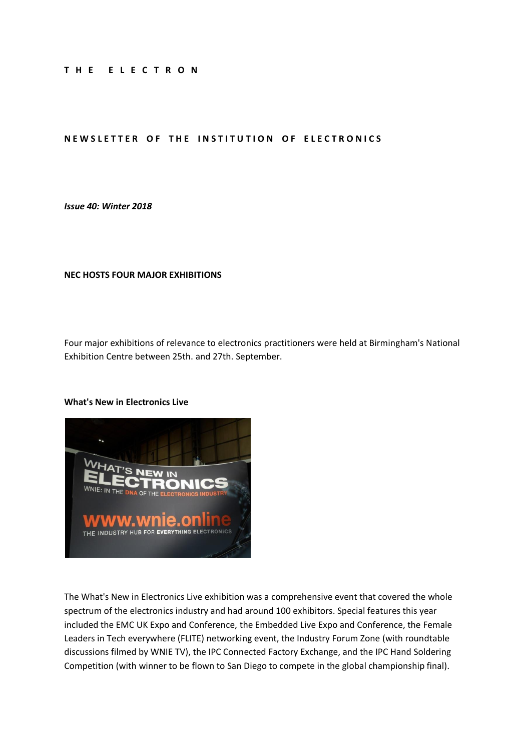**T H E E L E C T R O N**

**NEWSLETTER OF THE INSTITUTION OF ELECTRONICS**

***Issue 40: Winter 2018***

**NEC HOSTS FOUR MAJOR EXHIBITIONS**

Four major exhibitions of relevance to electronics practitioners were held at Birmingham's National Exhibition Centre between 25th. and 27th. September.

**What's New in Electronics Live**

The What's New in Electronics Live exhibition was a comprehensive event that covered the whole spectrum of the electronics industry and had around 100 exhibitors. Special features this year included the EMC UK Expo and Conference, the Embedded Live Expo and Conference, the Female Leaders in Tech everywhere (FLITE) networking event, the Industry Forum Zone (with roundtable discussions filmed by WNIE TV), the IPC Connected Factory Exchange, and the IPC Hand Soldering Competition (with winner to be flown to San Diego to compete in the global championship final).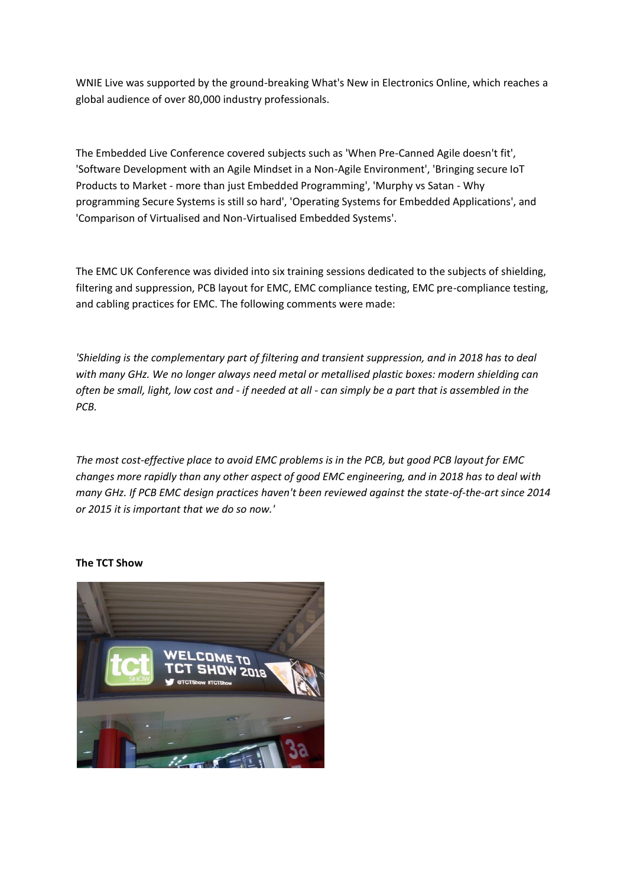WNIE Live was supported by the ground-breaking What's New in Electronics Online, which reaches a global audience of over 80,000 industry professionals.

The Embedded Live Conference covered subjects such as 'When Pre-Canned Agile doesn't fit', 'Software Development with an Agile Mindset in a Non-Agile Environment', 'Bringing secure IoT Products to Market - more than just Embedded Programming', 'Murphy vs Satan - Why programming Secure Systems is still so hard', 'Operating Systems for Embedded Applications', and 'Comparison of Virtualised and Non-Virtualised Embedded Systems'.

The EMC UK Conference was divided into six training sessions dedicated to the subjects of shielding, filtering and suppression, PCB layout for EMC, EMC compliance testing, EMC pre-compliance testing, and cabling practices for EMC. The following comments were made:

*'Shielding is the complementary part of filtering and transient suppression, and in 2018 has to deal with many GHz. We no longer always need metal or metallised plastic boxes: modern shielding can often be small, light, low cost and - if needed at all - can simply be a part that is assembled in the PCB.*

*The most cost-effective place to avoid EMC problems is in the PCB, but good PCB layout for EMC changes more rapidly than any other aspect of good EMC engineering, and in 2018 has to deal with many GHz. If PCB EMC design practices haven't been reviewed against the state-of-the-art since 2014 or 2015 it is important that we do so now.'*

**The TCT Show**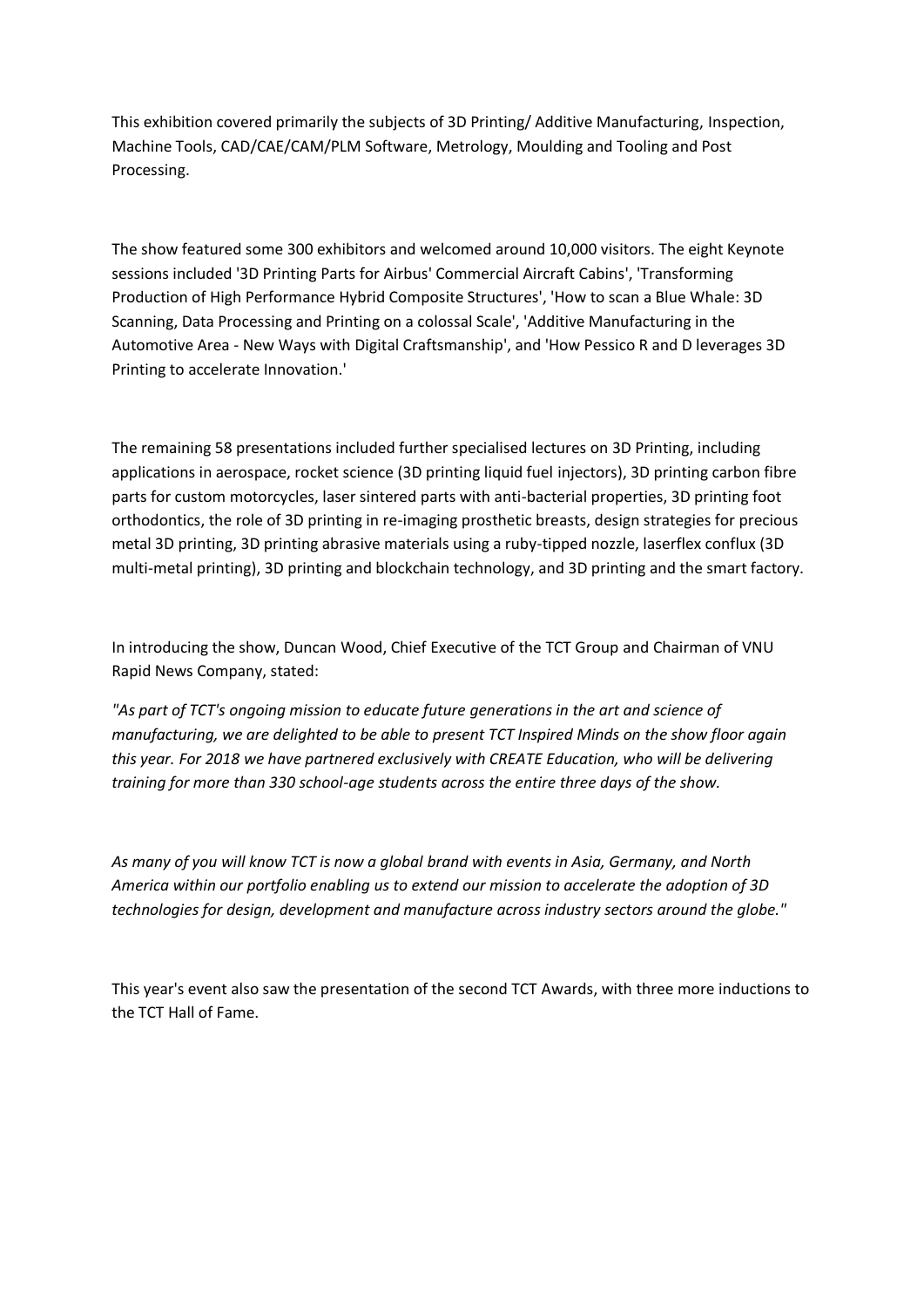This exhibition covered primarily the subjects of 3D Printing/ Additive Manufacturing, Inspection, Machine Tools, CAD/CAE/CAM/PLM Software, Metrology, Moulding and Tooling and Post Processing.

The show featured some 300 exhibitors and welcomed around 10,000 visitors. The eight Keynote sessions included '3D Printing Parts for Airbus' Commercial Aircraft Cabins', 'Transforming Production of High Performance Hybrid Composite Structures', 'How to scan a Blue Whale: 3D Scanning, Data Processing and Printing on a colossal Scale', 'Additive Manufacturing in the Automotive Area - New Ways with Digital Craftsmanship', and 'How Pessico R and D leverages 3D Printing to accelerate Innovation.'

The remaining 58 presentations included further specialised lectures on 3D Printing, including applications in aerospace, rocket science (3D printing liquid fuel injectors), 3D printing carbon fibre parts for custom motorcycles, laser sintered parts with anti-bacterial properties, 3D printing foot orthodontics, the role of 3D printing in re-imaging prosthetic breasts, design strategies for precious metal 3D printing, 3D printing abrasive materials using a ruby-tipped nozzle, laserflex conflux (3D multi-metal printing), 3D printing and blockchain technology, and 3D printing and the smart factory.

In introducing the show, Duncan Wood, Chief Executive of the TCT Group and Chairman of VNU Rapid News Company, stated:

*"As part of TCT's ongoing mission to educate future generations in the art and science of manufacturing, we are delighted to be able to present TCT Inspired Minds on the show floor again this year. For 2018 we have partnered exclusively with CREATE Education, who will be delivering training for more than 330 school-age students across the entire three days of the show.*

*As many of you will know TCT is now a global brand with events in Asia, Germany, and North America within our portfolio enabling us to extend our mission to accelerate the adoption of 3D technologies for design, development and manufacture across industry sectors around the globe."*

This year's event also saw the presentation of the second TCT Awards, with three more inductions to the TCT Hall of Fame.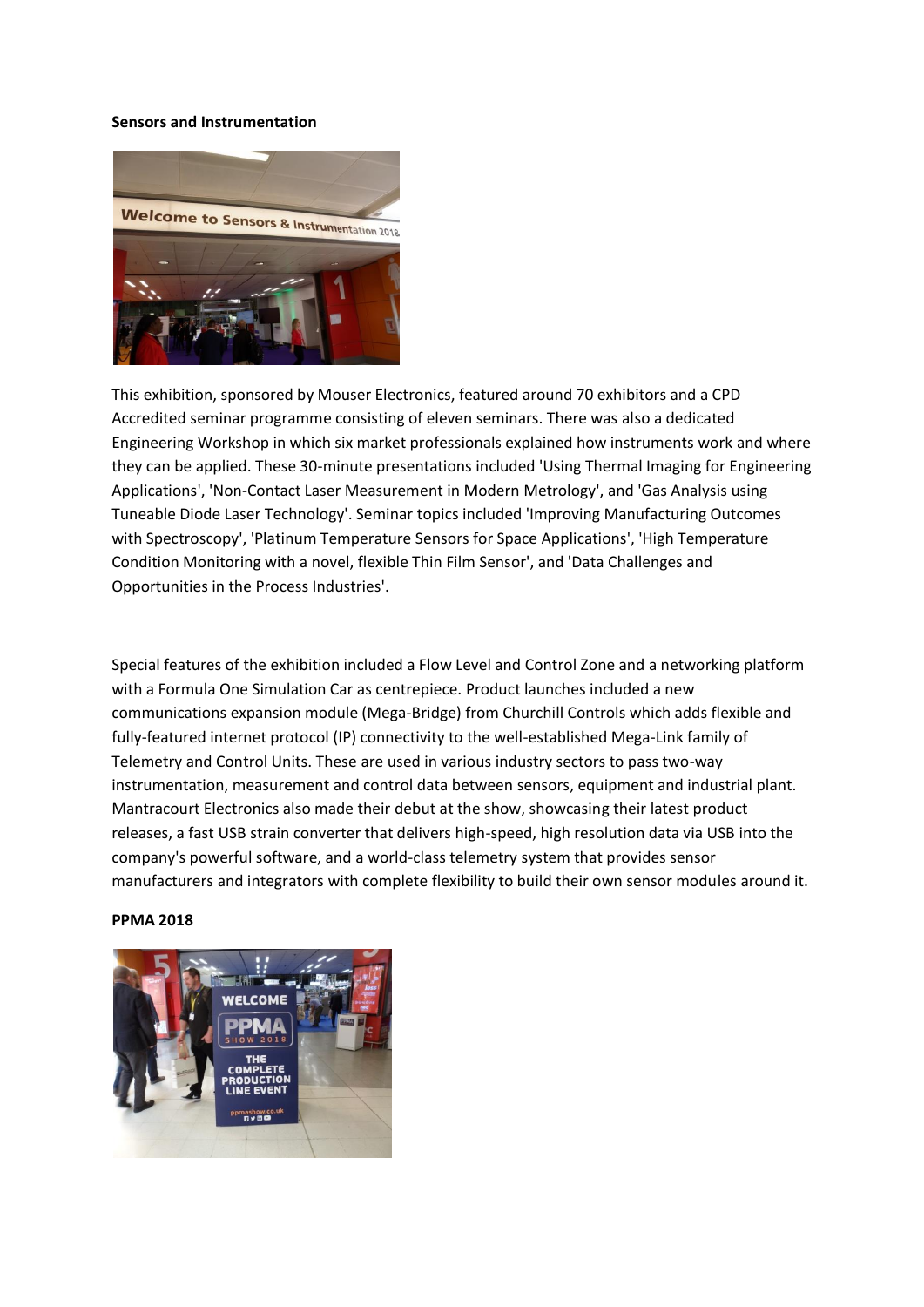**Sensors and Instrumentation**

This exhibition, sponsored by Mouser Electronics, featured around 70 exhibitors and a CPD Accredited seminar programme consisting of eleven seminars. There was also a dedicated Engineering Workshop in which six market professionals explained how instruments work and where they can be applied. These 30-minute presentations included 'Using Thermal Imaging for Engineering Applications', 'Non-Contact Laser Measurement in Modern Metrology', and 'Gas Analysis using Tuneable Diode Laser Technology'. Seminar topics included 'Improving Manufacturing Outcomes with Spectroscopy', 'Platinum Temperature Sensors for Space Applications', 'High Temperature Condition Monitoring with a novel, flexible Thin Film Sensor', and 'Data Challenges and Opportunities in the Process Industries'.

Special features of the exhibition included a Flow Level and Control Zone and a networking platform with a Formula One Simulation Car as centrepiece. Product launches included a new communications expansion module (Mega-Bridge) from Churchill Controls which adds flexible and fully-featured internet protocol (IP) connectivity to the well-established Mega-Link family of Telemetry and Control Units. These are used in various industry sectors to pass two-way instrumentation, measurement and control data between sensors, equipment and industrial plant. Mantracourt Electronics also made their debut at the show, showcasing their latest product releases, a fast USB strain converter that delivers high-speed, high resolution data via USB into the company's powerful software, and a world-class telemetry system that provides sensor manufacturers and integrators with complete flexibility to build their own sensor modules around it.

**PPMA 2018**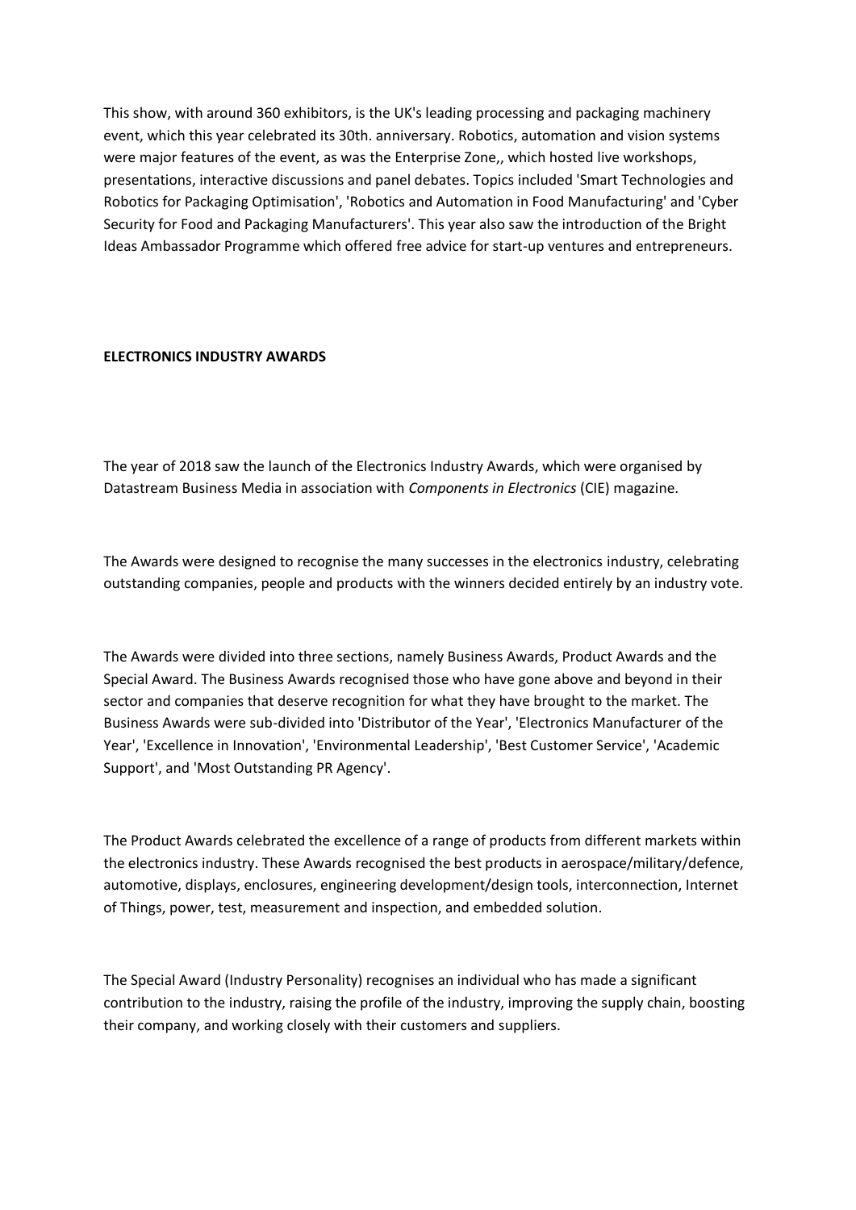This show, with around 360 exhibitors, is the UK's leading processing and packaging machinery event, which this year celebrated its 30th. anniversary. Robotics, automation and vision systems were major features of the event, as was the Enterprise Zone,, which hosted live workshops, presentations, interactive discussions and panel debates. Topics included 'Smart Technologies and Robotics for Packaging Optimisation', 'Robotics and Automation in Food Manufacturing' and 'Cyber Security for Food and Packaging Manufacturers'. This year also saw the introduction of the Bright Ideas Ambassador Programme which offered free advice for start-up ventures and entrepreneurs.

**ELECTRONICS INDUSTRY AWARDS**

The year of 2018 saw the launch of the Electronics Industry Awards, which were organised by Datastream Business Media in association with *Components in Electronics* (CIE) magazine.

The Awards were designed to recognise the many successes in the electronics industry, celebrating outstanding companies, people and products with the winners decided entirely by an industry vote.

The Awards were divided into three sections, namely Business Awards, Product Awards and the Special Award. The Business Awards recognised those who have gone above and beyond in their sector and companies that deserve recognition for what they have brought to the market. The Business Awards were sub-divided into 'Distributor of the Year', 'Electronics Manufacturer of the Year', 'Excellence in Innovation', 'Environmental Leadership', 'Best Customer Service', 'Academic Support', and 'Most Outstanding PR Agency'.

The Product Awards celebrated the excellence of a range of products from different markets within the electronics industry. These Awards recognised the best products in aerospace/military/defence, automotive, displays, enclosures, engineering development/design tools, interconnection, Internet of Things, power, test, measurement and inspection, and embedded solution.

The Special Award (Industry Personality) recognises an individual who has made a significant contribution to the industry, raising the profile of the industry, improving the supply chain, boosting their company, and working closely with their customers and suppliers.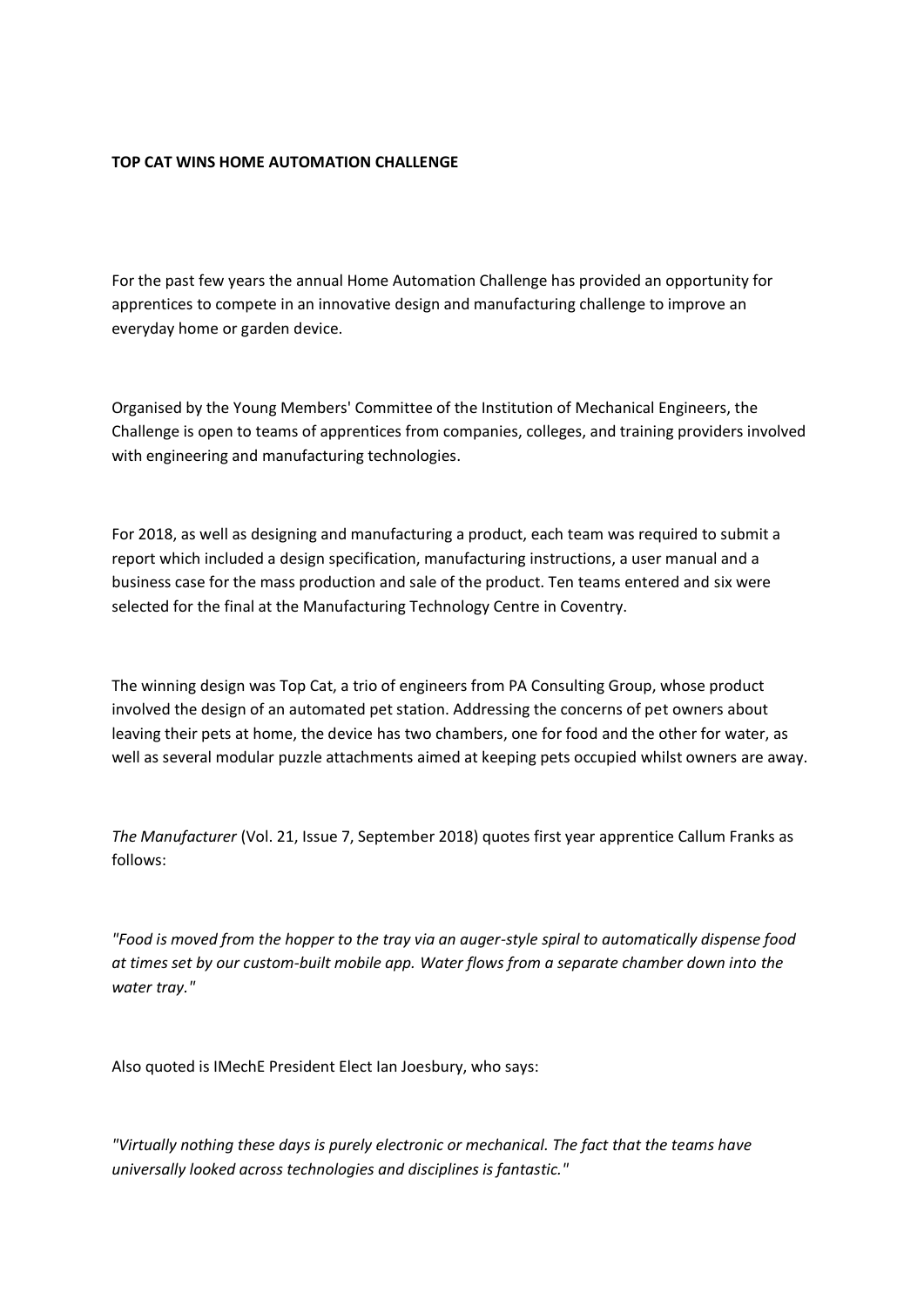**TOP CAT WINS HOME AUTOMATION CHALLENGE**

For the past few years the annual Home Automation Challenge has provided an opportunity for apprentices to compete in an innovative design and manufacturing challenge to improve an everyday home or garden device.

Organised by the Young Members' Committee of the Institution of Mechanical Engineers, the Challenge is open to teams of apprentices from companies, colleges, and training providers involved with engineering and manufacturing technologies.

For 2018, as well as designing and manufacturing a product, each team was required to submit a report which included a design specification, manufacturing instructions, a user manual and a business case for the mass production and sale of the product. Ten teams entered and six were selected for the final at the Manufacturing Technology Centre in Coventry.

The winning design was Top Cat, a trio of engineers from PA Consulting Group, whose product involved the design of an automated pet station. Addressing the concerns of pet owners about leaving their pets at home, the device has two chambers, one for food and the other for water, as well as several modular puzzle attachments aimed at keeping pets occupied whilst owners are away.

*The Manufacturer* (Vol. 21, Issue 7, September 2018) quotes first year apprentice Callum Franks as follows:

*"Food is moved from the hopper to the tray via an auger-style spiral to automatically dispense food at times set by our custom-built mobile app. Water flows from a separate chamber down into the water tray."*

Also quoted is IMechE President Elect Ian Joesbury, who says:

*"Virtually nothing these days is purely electronic or mechanical. The fact that the teams have universally looked across technologies and disciplines is fantastic."*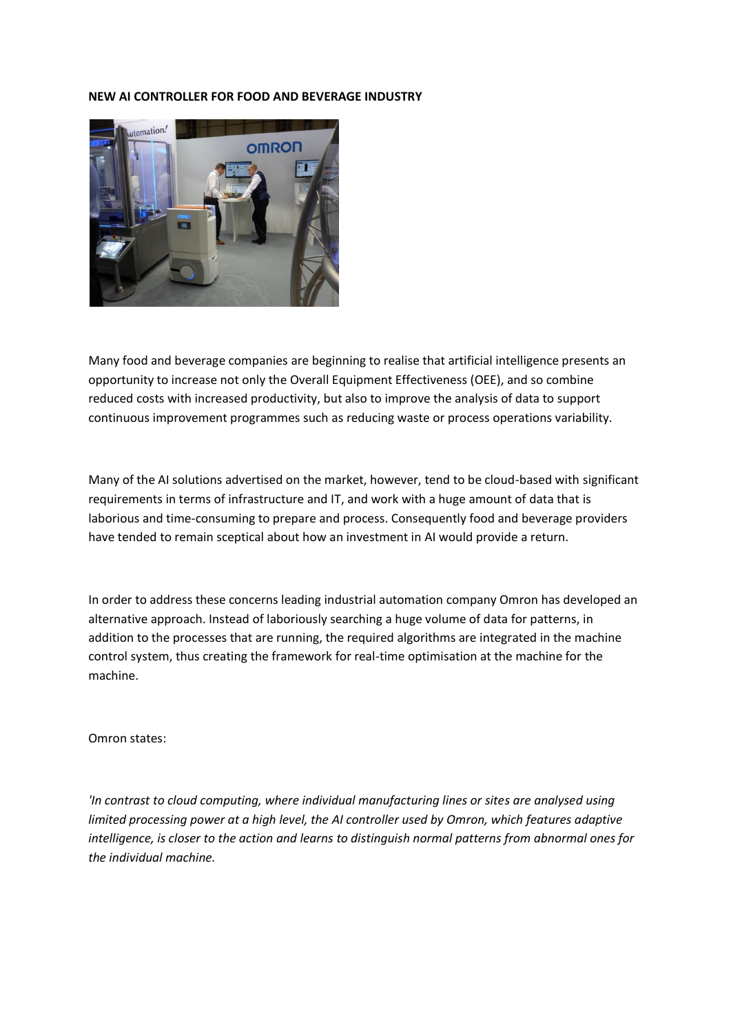**NEW AI CONTROLLER FOR FOOD AND BEVERAGE INDUSTRY**

Many food and beverage companies are beginning to realise that artificial intelligence presents an opportunity to increase not only the Overall Equipment Effectiveness (OEE), and so combine reduced costs with increased productivity, but also to improve the analysis of data to support continuous improvement programmes such as reducing waste or process operations variability.

Many of the AI solutions advertised on the market, however, tend to be cloud-based with significant requirements in terms of infrastructure and IT, and work with a huge amount of data that is laborious and time-consuming to prepare and process. Consequently food and beverage providers have tended to remain sceptical about how an investment in AI would provide a return.

In order to address these concerns leading industrial automation company Omron has developed an alternative approach. Instead of laboriously searching a huge volume of data for patterns, in addition to the processes that are running, the required algorithms are integrated in the machine control system, thus creating the framework for real-time optimisation at the machine for the machine.

Omron states:

*'In contrast to cloud computing, where individual manufacturing lines or sites are analysed using limited processing power at a high level, the AI controller used by Omron, which features adaptive intelligence, is closer to the action and learns to distinguish normal patterns from abnormal ones for the individual machine.*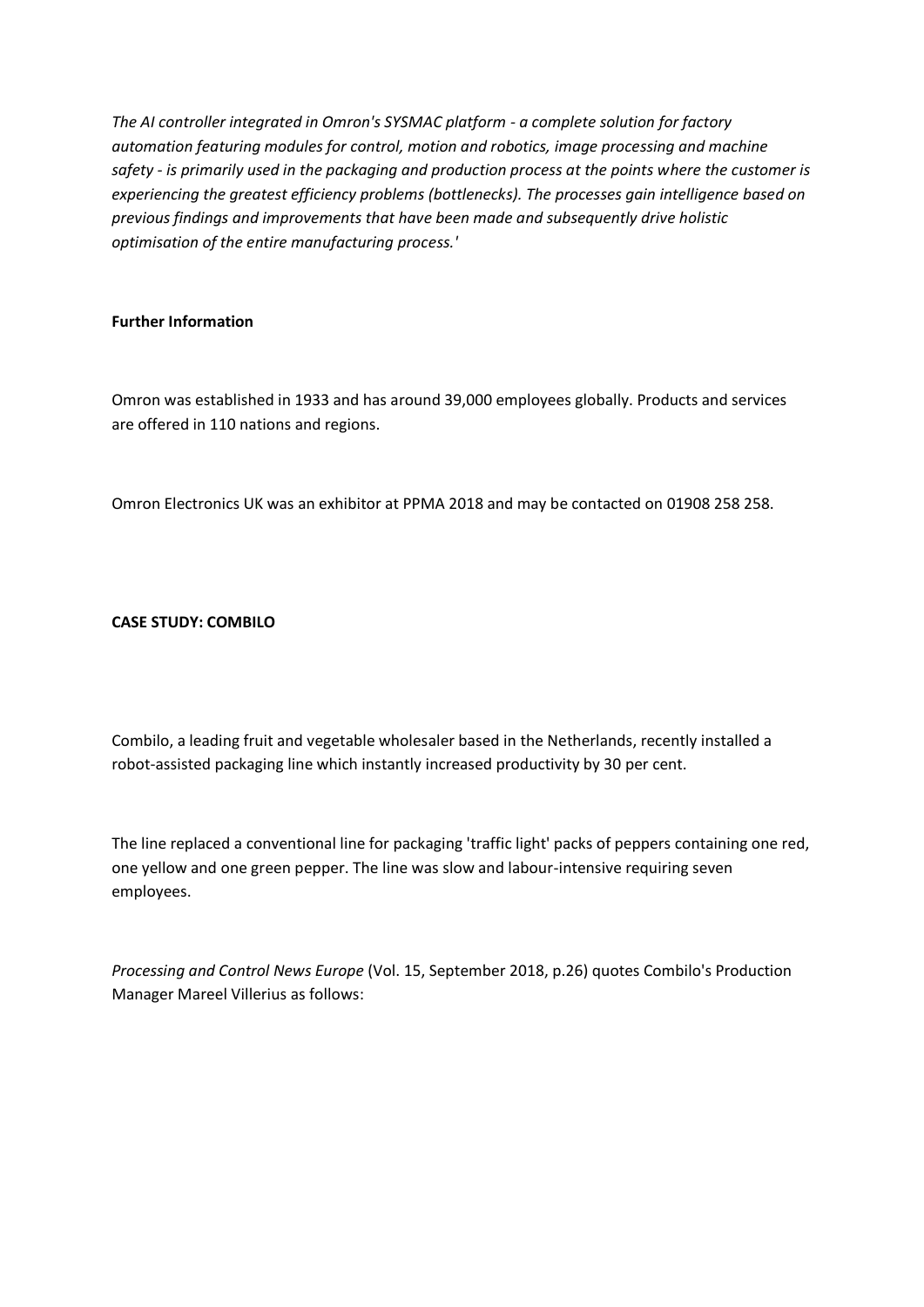*The AI controller integrated in Omron's SYSMAC platform - a complete solution for factory automation featuring modules for control, motion and robotics, image processing and machine safety - is primarily used in the packaging and production process at the points where the customer is experiencing the greatest efficiency problems (bottlenecks). The processes gain intelligence based on previous findings and improvements that have been made and subsequently drive holistic optimisation of the entire manufacturing process.'*

**Further Information**

Omron was established in 1933 and has around 39,000 employees globally. Products and services are offered in 110 nations and regions.

Omron Electronics UK was an exhibitor at PPMA 2018 and may be contacted on 01908 258 258.

**CASE STUDY: COMBILO**

Combilo, a leading fruit and vegetable wholesaler based in the Netherlands, recently installed a robot-assisted packaging line which instantly increased productivity by 30 per cent.

The line replaced a conventional line for packaging 'traffic light' packs of peppers containing one red, one yellow and one green pepper. The line was slow and labour-intensive requiring seven employees.

*Processing and Control News Europe* (Vol. 15, September 2018, p.26) quotes Combilo's Production Manager Mareel Villerius as follows: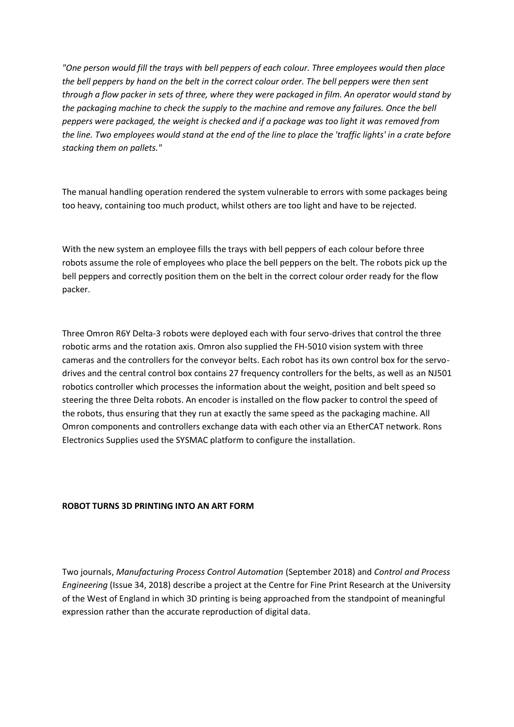*"One person would fill the trays with bell peppers of each colour. Three employees would then place the bell peppers by hand on the belt in the correct colour order. The bell peppers were then sent through a flow packer in sets of three, where they were packaged in film. An operator would stand by the packaging machine to check the supply to the machine and remove any failures. Once the bell peppers were packaged, the weight is checked and if a package was too light it was removed from the line. Two employees would stand at the end of the line to place the 'traffic lights' in a crate before stacking them on pallets."*

The manual handling operation rendered the system vulnerable to errors with some packages being too heavy, containing too much product, whilst others are too light and have to be rejected.

With the new system an employee fills the trays with bell peppers of each colour before three robots assume the role of employees who place the bell peppers on the belt. The robots pick up the bell peppers and correctly position them on the belt in the correct colour order ready for the flow packer.

Three Omron R6Y Delta-3 robots were deployed each with four servo-drives that control the three robotic arms and the rotation axis. Omron also supplied the FH-5010 vision system with three cameras and the controllers for the conveyor belts. Each robot has its own control box for the servo-drives and the central control box contains 27 frequency controllers for the belts, as well as an NJ501 robotics controller which processes the information about the weight, position and belt speed so steering the three Delta robots. An encoder is installed on the flow packer to control the speed of the robots, thus ensuring that they run at exactly the same speed as the packaging machine. All Omron components and controllers exchange data with each other via an EtherCAT network. Rons Electronics Supplies used the SYSMAC platform to configure the installation.

**ROBOT TURNS 3D PRINTING INTO AN ART FORM**

Two journals, *Manufacturing Process Control Automation* (September 2018) and *Control and Process Engineering* (Issue 34, 2018) describe a project at the Centre for Fine Print Research at the University of the West of England in which 3D printing is being approached from the standpoint of meaningful expression rather than the accurate reproduction of digital data.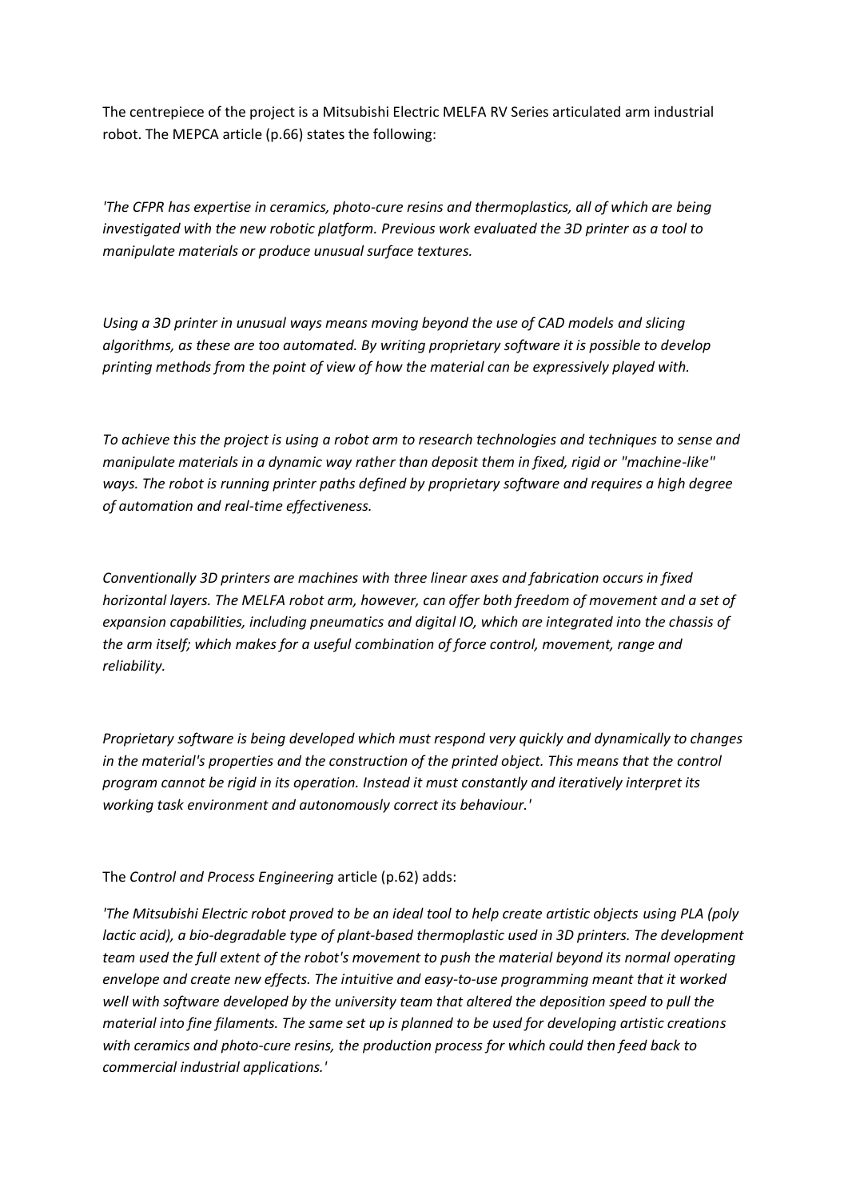The centrepiece of the project is a Mitsubishi Electric MELFA RV Series articulated arm industrial robot. The MEPCA article (p.66) states the following:

*'The CFPR has expertise in ceramics, photo-cure resins and thermoplastics, all of which are being investigated with the new robotic platform. Previous work evaluated the 3D printer as a tool to manipulate materials or produce unusual surface textures.*

*Using a 3D printer in unusual ways means moving beyond the use of CAD models and slicing algorithms, as these are too automated. By writing proprietary software it is possible to develop printing methods from the point of view of how the material can be expressively played with.*

*To achieve this the project is using a robot arm to research technologies and techniques to sense and manipulate materials in a dynamic way rather than deposit them in fixed, rigid or "machine-like" ways. The robot is running printer paths defined by proprietary software and requires a high degree of automation and real-time effectiveness.*

*Conventionally 3D printers are machines with three linear axes and fabrication occurs in fixed horizontal layers. The MELFA robot arm, however, can offer both freedom of movement and a set of expansion capabilities, including pneumatics and digital IO, which are integrated into the chassis of the arm itself; which makes for a useful combination of force control, movement, range and reliability.*

*Proprietary software is being developed which must respond very quickly and dynamically to changes in the material's properties and the construction of the printed object. This means that the control program cannot be rigid in its operation. Instead it must constantly and iteratively interpret its working task environment and autonomously correct its behaviour.'*

The *Control and Process Engineering* article (p.62) adds:

*'The Mitsubishi Electric robot proved to be an ideal tool to help create artistic objects using PLA (poly lactic acid), a bio-degradable type of plant-based thermoplastic used in 3D printers. The development team used the full extent of the robot's movement to push the material beyond its normal operating envelope and create new effects. The intuitive and easy-to-use programming meant that it worked well with software developed by the university team that altered the deposition speed to pull the material into fine filaments. The same set up is planned to be used for developing artistic creations with ceramics and photo-cure resins, the production process for which could then feed back to commercial industrial applications.'*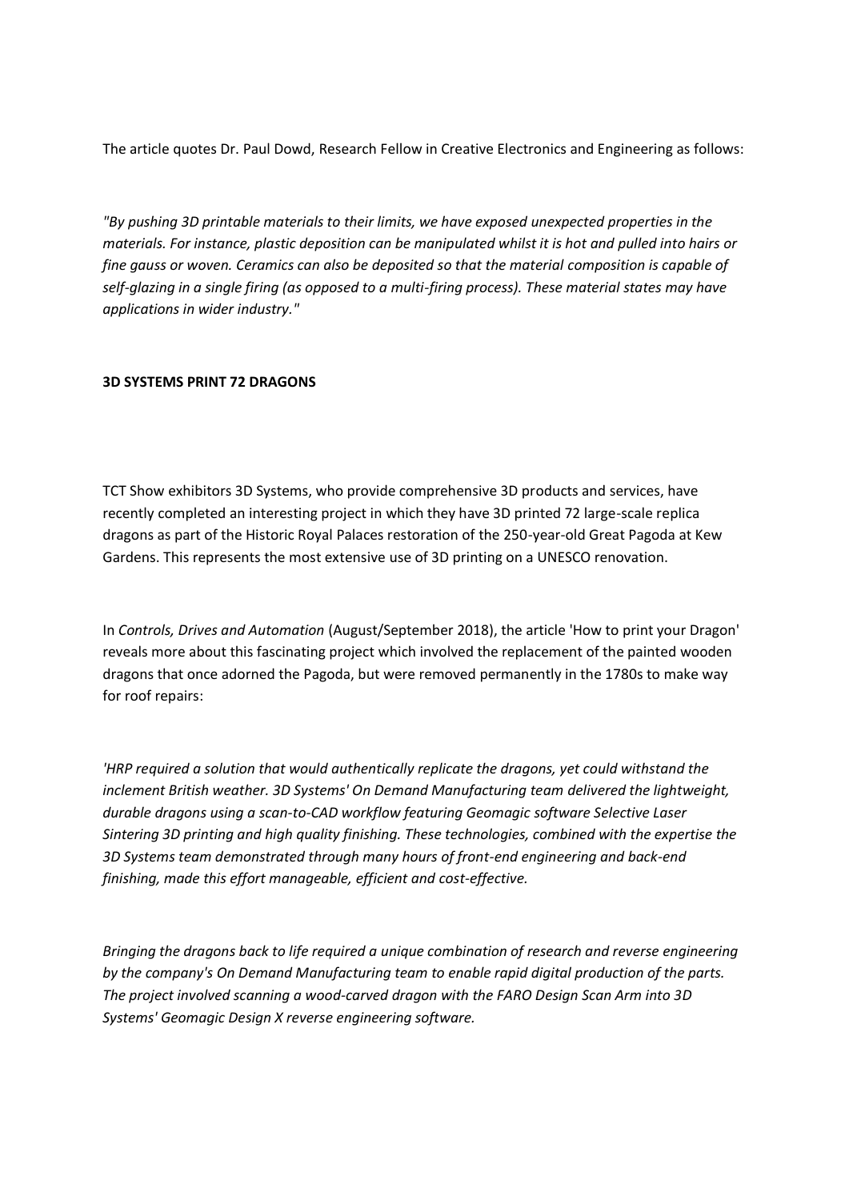The article quotes Dr. Paul Dowd, Research Fellow in Creative Electronics and Engineering as follows:

*"By pushing 3D printable materials to their limits, we have exposed unexpected properties in the materials. For instance, plastic deposition can be manipulated whilst it is hot and pulled into hairs or fine gauss or woven. Ceramics can also be deposited so that the material composition is capable of self-glazing in a single firing (as opposed to a multi-firing process). These material states may have applications in wider industry."*

**3D SYSTEMS PRINT 72 DRAGONS**

TCT Show exhibitors 3D Systems, who provide comprehensive 3D products and services, have recently completed an interesting project in which they have 3D printed 72 large-scale replica dragons as part of the Historic Royal Palaces restoration of the 250-year-old Great Pagoda at Kew Gardens. This represents the most extensive use of 3D printing on a UNESCO renovation.

In *Controls, Drives and Automation* (August/September 2018), the article 'How to print your Dragon' reveals more about this fascinating project which involved the replacement of the painted wooden dragons that once adorned the Pagoda, but were removed permanently in the 1780s to make way for roof repairs:

*'HRP required a solution that would authentically replicate the dragons, yet could withstand the inclement British weather. 3D Systems' On Demand Manufacturing team delivered the lightweight, durable dragons using a scan-to-CAD workflow featuring Geomagic software Selective Laser Sintering 3D printing and high quality finishing. These technologies, combined with the expertise the 3D Systems team demonstrated through many hours of front-end engineering and back-end finishing, made this effort manageable, efficient and cost-effective.*

*Bringing the dragons back to life required a unique combination of research and reverse engineering by the company's On Demand Manufacturing team to enable rapid digital production of the parts. The project involved scanning a wood-carved dragon with the FARO Design Scan Arm into 3D Systems' Geomagic Design X reverse engineering software.*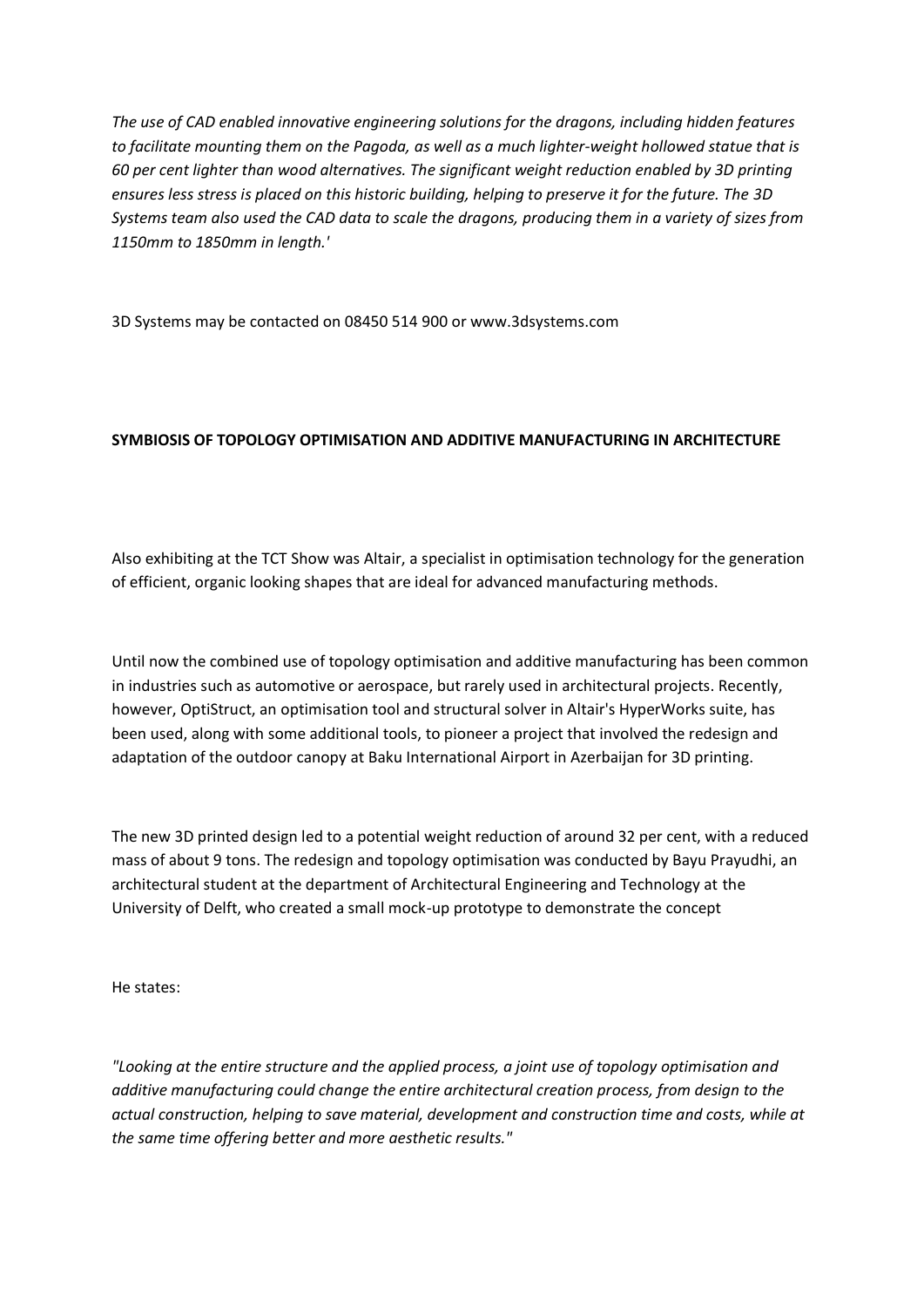*The use of CAD enabled innovative engineering solutions for the dragons, including hidden features to facilitate mounting them on the Pagoda, as well as a much lighter-weight hollowed statue that is 60 per cent lighter than wood alternatives. The significant weight reduction enabled by 3D printing ensures less stress is placed on this historic building, helping to preserve it for the future. The 3D Systems team also used the CAD data to scale the dragons, producing them in a variety of sizes from 1150mm to 1850mm in length.'*

3D Systems may be contacted on 08450 514 900 or www.3dsystems.com

**SYMBIOSIS OF TOPOLOGY OPTIMISATION AND ADDITIVE MANUFACTURING IN ARCHITECTURE**

Also exhibiting at the TCT Show was Altair, a specialist in optimisation technology for the generation of efficient, organic looking shapes that are ideal for advanced manufacturing methods.

Until now the combined use of topology optimisation and additive manufacturing has been common in industries such as automotive or aerospace, but rarely used in architectural projects. Recently, however, OptiStruct, an optimisation tool and structural solver in Altair's HyperWorks suite, has been used, along with some additional tools, to pioneer a project that involved the redesign and adaptation of the outdoor canopy at Baku International Airport in Azerbaijan for 3D printing.

The new 3D printed design led to a potential weight reduction of around 32 per cent, with a reduced mass of about 9 tons. The redesign and topology optimisation was conducted by Bayu Prayudhi, an architectural student at the department of Architectural Engineering and Technology at the University of Delft, who created a small mock-up prototype to demonstrate the concept

He states:

*"Looking at the entire structure and the applied process, a joint use of topology optimisation and additive manufacturing could change the entire architectural creation process, from design to the actual construction, helping to save material, development and construction time and costs, while at the same time offering better and more aesthetic results."*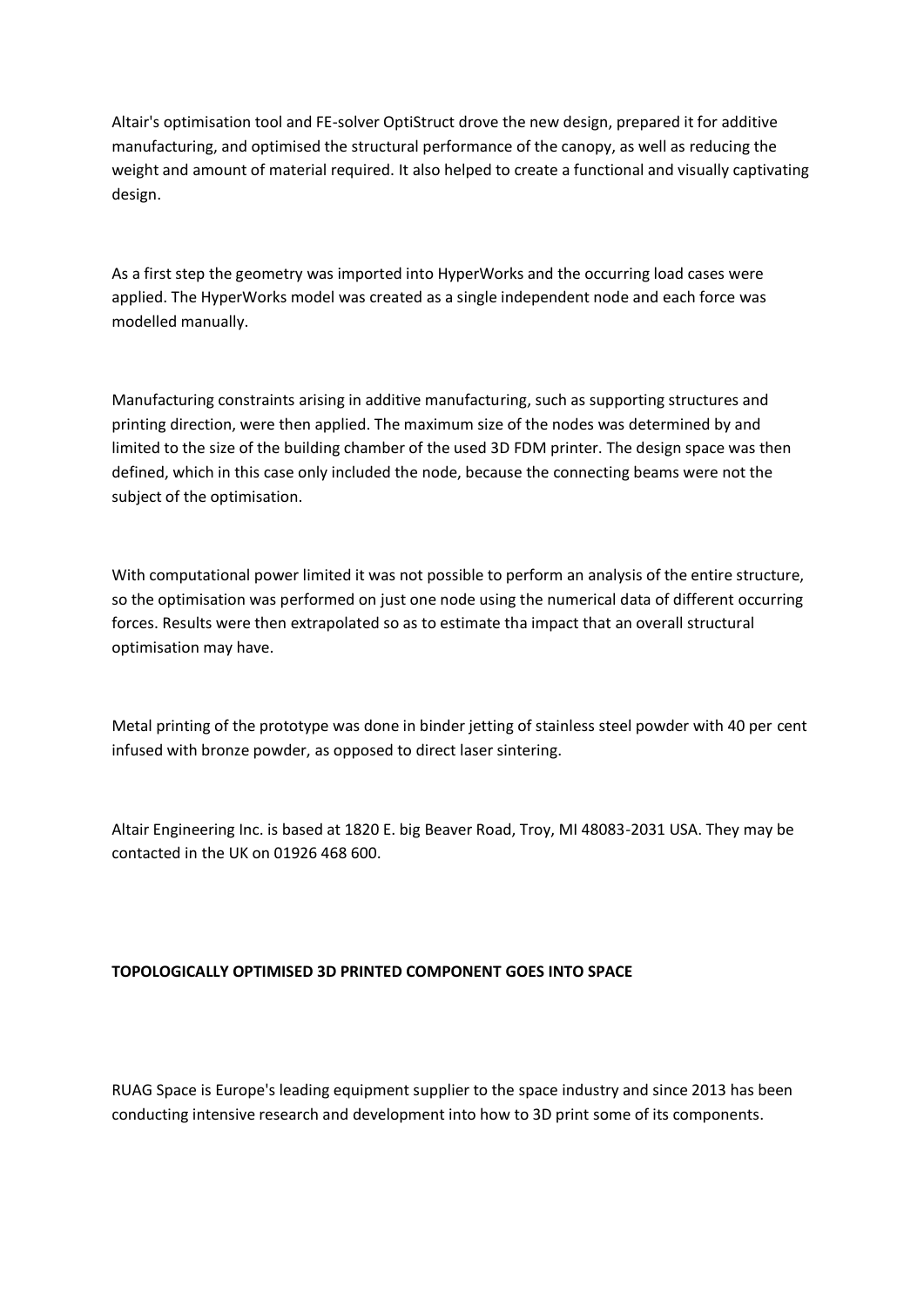Altair's optimisation tool and FE-solver OptiStruct drove the new design, prepared it for additive manufacturing, and optimised the structural performance of the canopy, as well as reducing the weight and amount of material required. It also helped to create a functional and visually captivating design.

As a first step the geometry was imported into HyperWorks and the occurring load cases were applied. The HyperWorks model was created as a single independent node and each force was modelled manually.

Manufacturing constraints arising in additive manufacturing, such as supporting structures and printing direction, were then applied. The maximum size of the nodes was determined by and limited to the size of the building chamber of the used 3D FDM printer. The design space was then defined, which in this case only included the node, because the connecting beams were not the subject of the optimisation.

With computational power limited it was not possible to perform an analysis of the entire structure, so the optimisation was performed on just one node using the numerical data of different occurring forces. Results were then extrapolated so as to estimate tha impact that an overall structural optimisation may have.

Metal printing of the prototype was done in binder jetting of stainless steel powder with 40 per cent infused with bronze powder, as opposed to direct laser sintering.

Altair Engineering Inc. is based at 1820 E. big Beaver Road, Troy, MI 48083-2031 USA. They may be contacted in the UK on 01926 468 600.

**TOPOLOGICALLY OPTIMISED 3D PRINTED COMPONENT GOES INTO SPACE**

RUAG Space is Europe's leading equipment supplier to the space industry and since 2013 has been conducting intensive research and development into how to 3D print some of its components.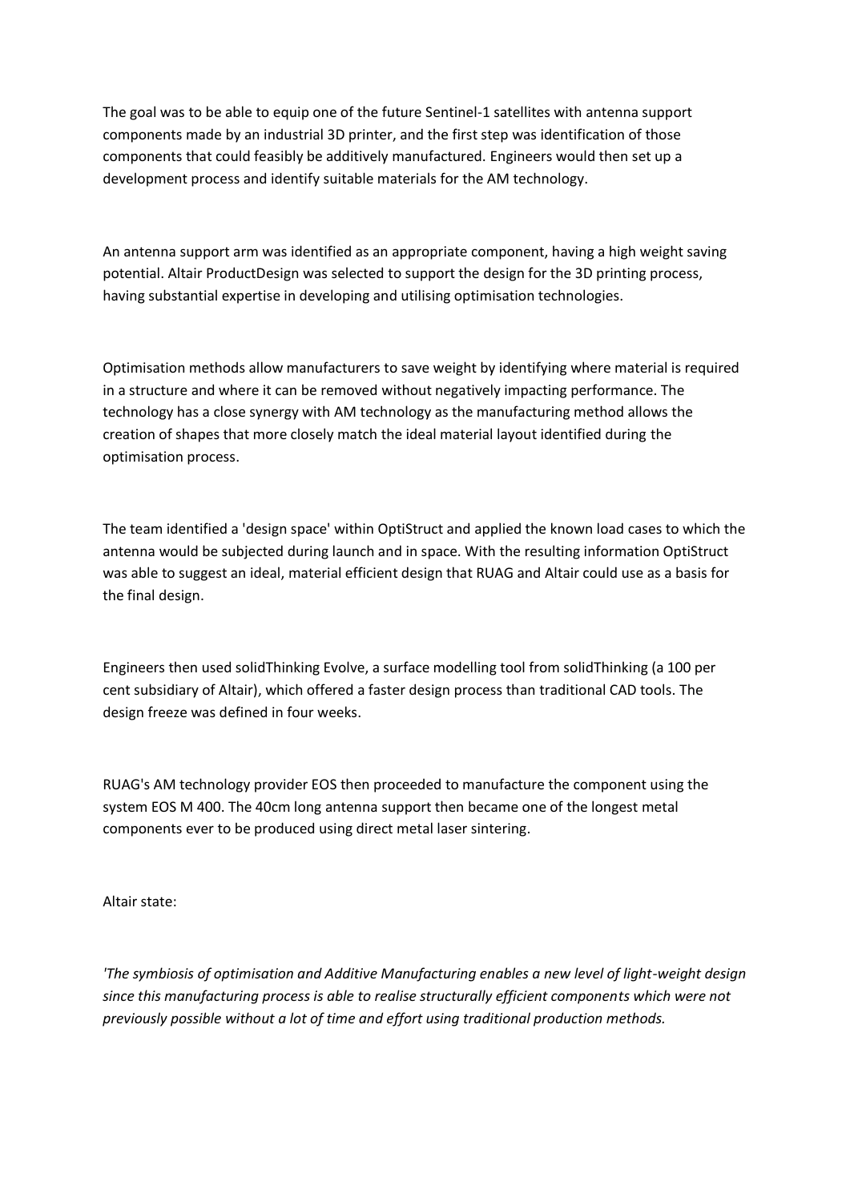The goal was to be able to equip one of the future Sentinel-1 satellites with antenna support components made by an industrial 3D printer, and the first step was identification of those components that could feasibly be additively manufactured. Engineers would then set up a development process and identify suitable materials for the AM technology.

An antenna support arm was identified as an appropriate component, having a high weight saving potential. Altair ProductDesign was selected to support the design for the 3D printing process, having substantial expertise in developing and utilising optimisation technologies.

Optimisation methods allow manufacturers to save weight by identifying where material is required in a structure and where it can be removed without negatively impacting performance. The technology has a close synergy with AM technology as the manufacturing method allows the creation of shapes that more closely match the ideal material layout identified during the optimisation process.

The team identified a 'design space' within OptiStruct and applied the known load cases to which the antenna would be subjected during launch and in space. With the resulting information OptiStruct was able to suggest an ideal, material efficient design that RUAG and Altair could use as a basis for the final design.

Engineers then used solidThinking Evolve, a surface modelling tool from solidThinking (a 100 per cent subsidiary of Altair), which offered a faster design process than traditional CAD tools. The design freeze was defined in four weeks.

RUAG's AM technology provider EOS then proceeded to manufacture the component using the system EOS M 400. The 40cm long antenna support then became one of the longest metal components ever to be produced using direct metal laser sintering.

Altair state:

*'The symbiosis of optimisation and Additive Manufacturing enables a new level of light-weight design since this manufacturing process is able to realise structurally efficient components which were not previously possible without a lot of time and effort using traditional production methods.*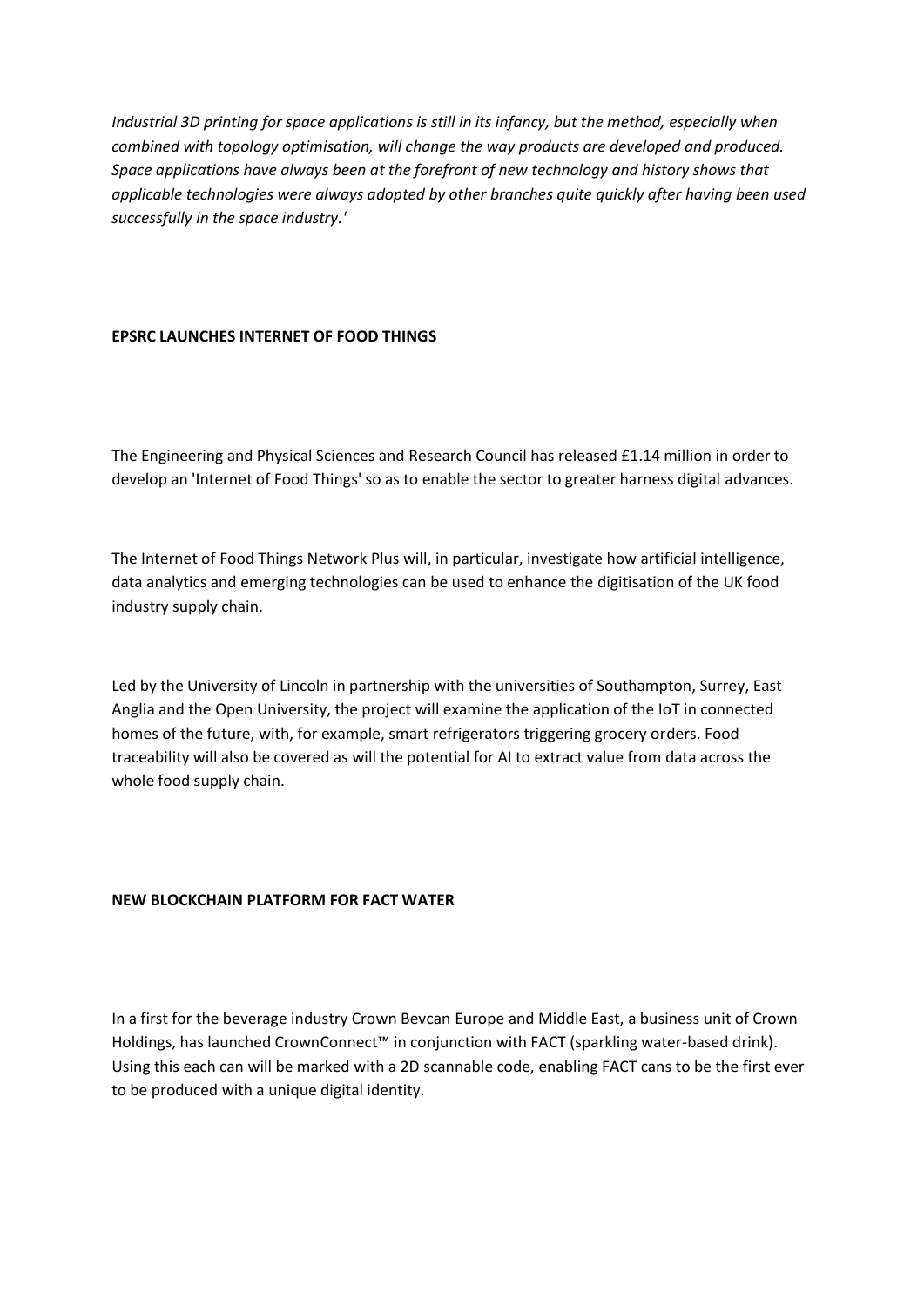*Industrial 3D printing for space applications is still in its infancy, but the method, especially when combined with topology optimisation, will change the way products are developed and produced. Space applications have always been at the forefront of new technology and history shows that applicable technologies were always adopted by other branches quite quickly after having been used successfully in the space industry.'*

**EPSRC LAUNCHES INTERNET OF FOOD THINGS**

The Engineering and Physical Sciences and Research Council has released £1.14 million in order to develop an 'Internet of Food Things' so as to enable the sector to greater harness digital advances.

The Internet of Food Things Network Plus will, in particular, investigate how artificial intelligence, data analytics and emerging technologies can be used to enhance the digitisation of the UK food industry supply chain.

Led by the University of Lincoln in partnership with the universities of Southampton, Surrey, East Anglia and the Open University, the project will examine the application of the IoT in connected homes of the future, with, for example, smart refrigerators triggering grocery orders. Food traceability will also be covered as will the potential for AI to extract value from data across the whole food supply chain.

**NEW BLOCKCHAIN PLATFORM FOR FACT WATER**

In a first for the beverage industry Crown Bevcan Europe and Middle East, a business unit of Crown Holdings, has launched CrownConnect™ in conjunction with FACT (sparkling water-based drink). Using this each can will be marked with a 2D scannable code, enabling FACT cans to be the first ever to be produced with a unique digital identity.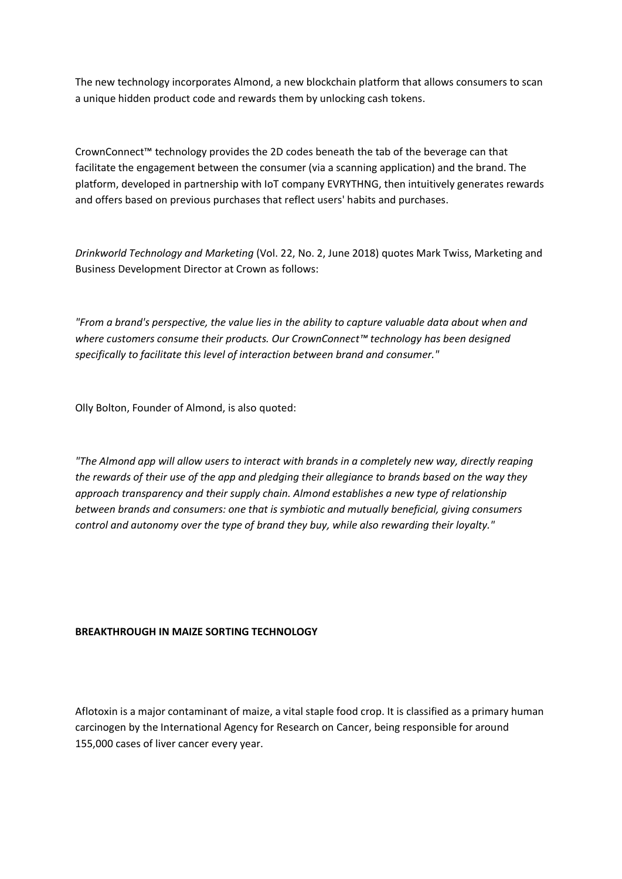The new technology incorporates Almond, a new blockchain platform that allows consumers to scan a unique hidden product code and rewards them by unlocking cash tokens.

CrownConnect™ technology provides the 2D codes beneath the tab of the beverage can that facilitate the engagement between the consumer (via a scanning application) and the brand. The platform, developed in partnership with IoT company EVRYTHNG, then intuitively generates rewards and offers based on previous purchases that reflect users' habits and purchases.

*Drinkworld Technology and Marketing* (Vol. 22, No. 2, June 2018) quotes Mark Twiss, Marketing and Business Development Director at Crown as follows:

*"From a brand's perspective, the value lies in the ability to capture valuable data about when and where customers consume their products. Our CrownConnect™ technology has been designed specifically to facilitate this level of interaction between brand and consumer."*

Olly Bolton, Founder of Almond, is also quoted:

*"The Almond app will allow users to interact with brands in a completely new way, directly reaping the rewards of their use of the app and pledging their allegiance to brands based on the way they approach transparency and their supply chain. Almond establishes a new type of relationship between brands and consumers: one that is symbiotic and mutually beneficial, giving consumers control and autonomy over the type of brand they buy, while also rewarding their loyalty."*

**BREAKTHROUGH IN MAIZE SORTING TECHNOLOGY**

Aflotoxin is a major contaminant of maize, a vital staple food crop. It is classified as a primary human carcinogen by the International Agency for Research on Cancer, being responsible for around 155,000 cases of liver cancer every year.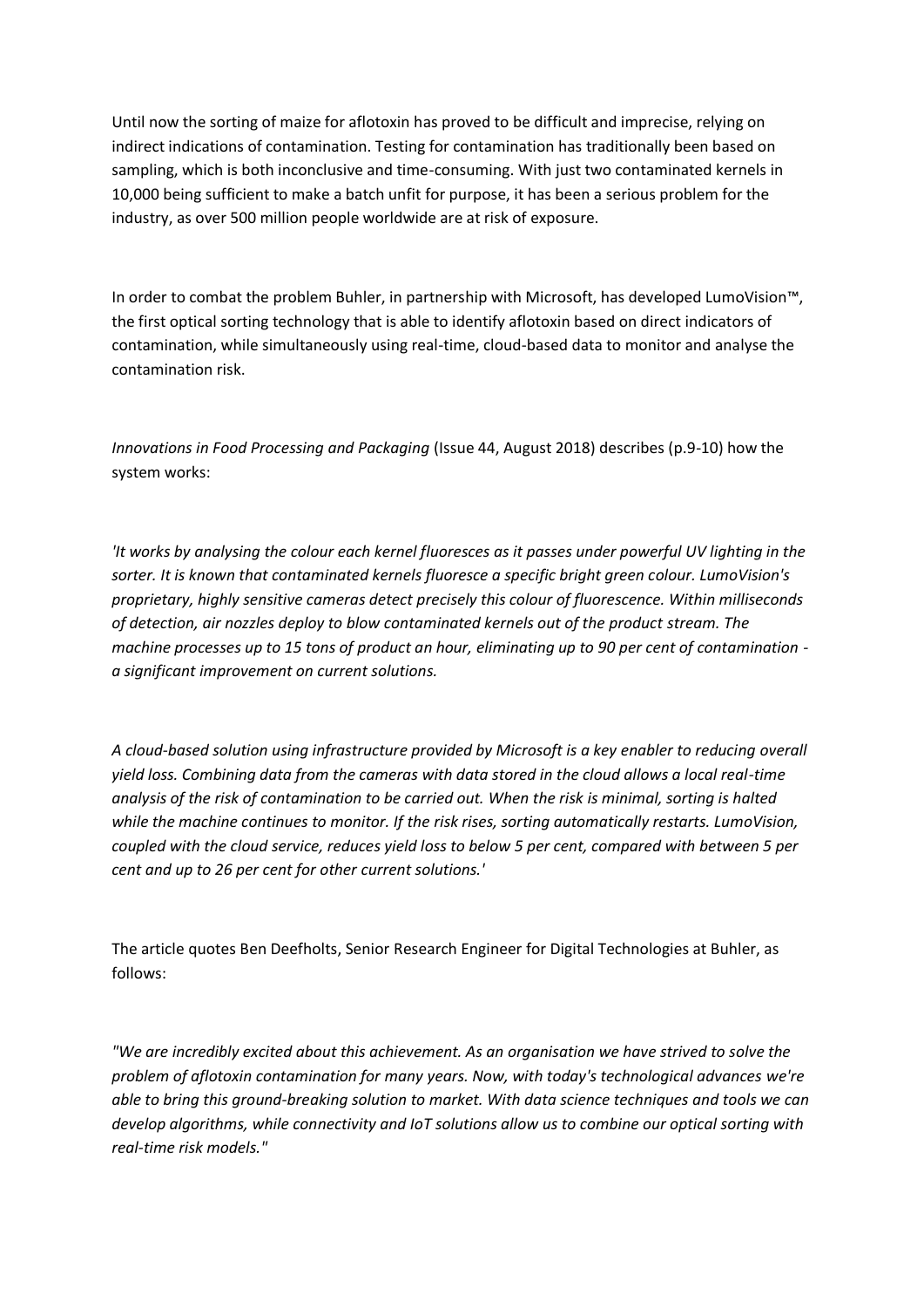Until now the sorting of maize for aflotoxin has proved to be difficult and imprecise, relying on indirect indications of contamination. Testing for contamination has traditionally been based on sampling, which is both inconclusive and time-consuming. With just two contaminated kernels in 10,000 being sufficient to make a batch unfit for purpose, it has been a serious problem for the industry, as over 500 million people worldwide are at risk of exposure.

In order to combat the problem Buhler, in partnership with Microsoft, has developed LumoVision™, the first optical sorting technology that is able to identify aflotoxin based on direct indicators of contamination, while simultaneously using real-time, cloud-based data to monitor and analyse the contamination risk.

*Innovations in Food Processing and Packaging* (Issue 44, August 2018) describes (p.9-10) how the system works:

*'It works by analysing the colour each kernel fluoresces as it passes under powerful UV lighting in the sorter. It is known that contaminated kernels fluoresce a specific bright green colour. LumoVision's proprietary, highly sensitive cameras detect precisely this colour of fluorescence. Within milliseconds of detection, air nozzles deploy to blow contaminated kernels out of the product stream. The machine processes up to 15 tons of product an hour, eliminating up to 90 per cent of contamination - a significant improvement on current solutions.*

*A cloud-based solution using infrastructure provided by Microsoft is a key enabler to reducing overall yield loss. Combining data from the cameras with data stored in the cloud allows a local real-time analysis of the risk of contamination to be carried out. When the risk is minimal, sorting is halted while the machine continues to monitor. If the risk rises, sorting automatically restarts. LumoVision, coupled with the cloud service, reduces yield loss to below 5 per cent, compared with between 5 per cent and up to 26 per cent for other current solutions.'*

The article quotes Ben Deefholts, Senior Research Engineer for Digital Technologies at Buhler, as follows:

*"We are incredibly excited about this achievement. As an organisation we have strived to solve the problem of aflotoxin contamination for many years. Now, with today's technological advances we're able to bring this ground-breaking solution to market. With data science techniques and tools we can develop algorithms, while connectivity and IoT solutions allow us to combine our optical sorting with real-time risk models."*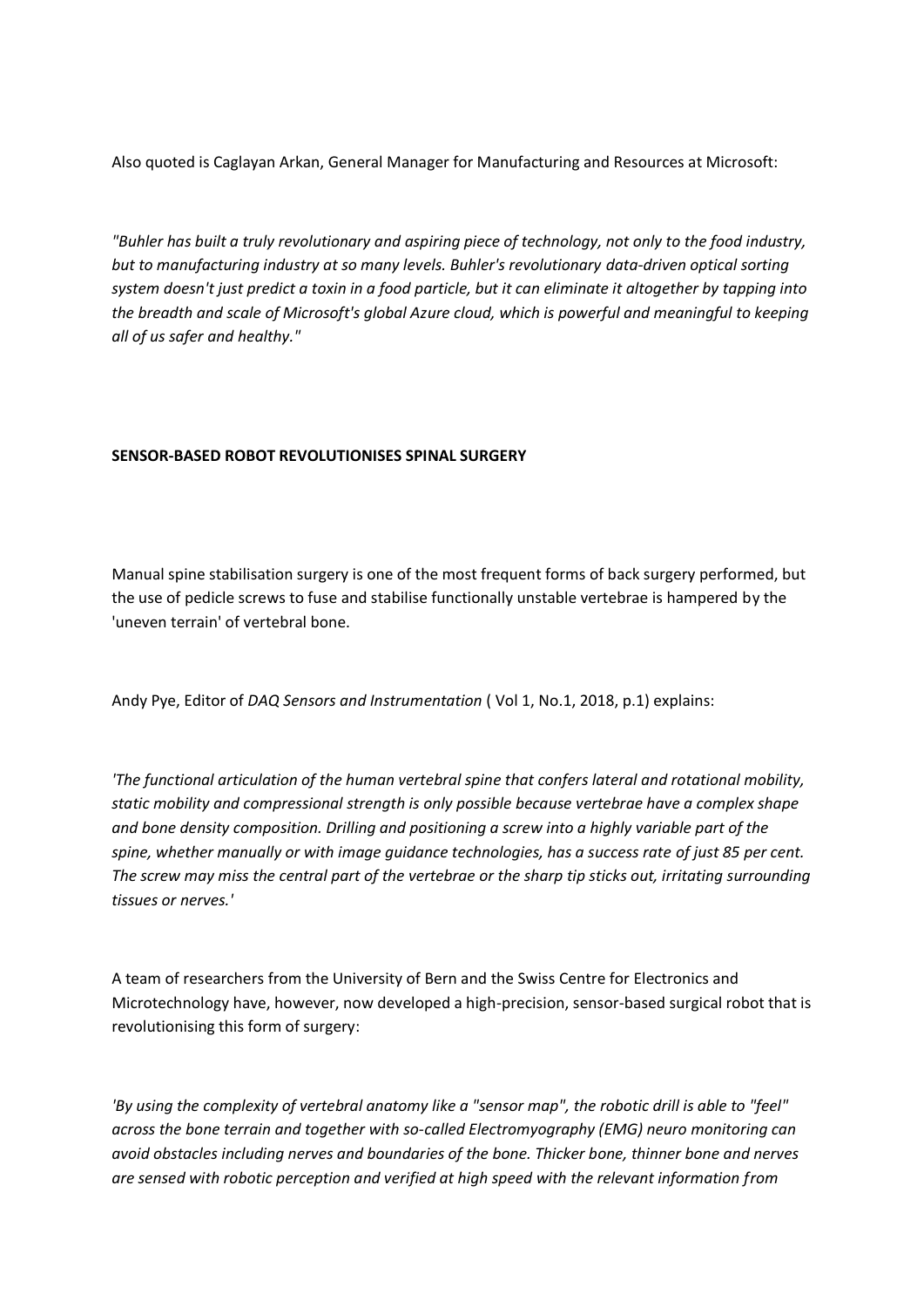Also quoted is Caglayan Arkan, General Manager for Manufacturing and Resources at Microsoft:

*"Buhler has built a truly revolutionary and aspiring piece of technology, not only to the food industry, but to manufacturing industry at so many levels. Buhler's revolutionary data-driven optical sorting system doesn't just predict a toxin in a food particle, but it can eliminate it altogether by tapping into the breadth and scale of Microsoft's global Azure cloud, which is powerful and meaningful to keeping all of us safer and healthy."*

**SENSOR-BASED ROBOT REVOLUTIONISES SPINAL SURGERY**

Manual spine stabilisation surgery is one of the most frequent forms of back surgery performed, but the use of pedicle screws to fuse and stabilise functionally unstable vertebrae is hampered by the 'uneven terrain' of vertebral bone.

Andy Pye, Editor of *DAQ Sensors and Instrumentation* ( Vol 1, No.1, 2018, p.1) explains:

*'The functional articulation of the human vertebral spine that confers lateral and rotational mobility, static mobility and compressional strength is only possible because vertebrae have a complex shape and bone density composition. Drilling and positioning a screw into a highly variable part of the spine, whether manually or with image guidance technologies, has a success rate of just 85 per cent. The screw may miss the central part of the vertebrae or the sharp tip sticks out, irritating surrounding tissues or nerves.'*

A team of researchers from the University of Bern and the Swiss Centre for Electronics and Microtechnology have, however, now developed a high-precision, sensor-based surgical robot that is revolutionising this form of surgery:

*'By using the complexity of vertebral anatomy like a "sensor map", the robotic drill is able to "feel" across the bone terrain and together with so-called Electromyography (EMG) neuro monitoring can avoid obstacles including nerves and boundaries of the bone. Thicker bone, thinner bone and nerves are sensed with robotic perception and verified at high speed with the relevant information from*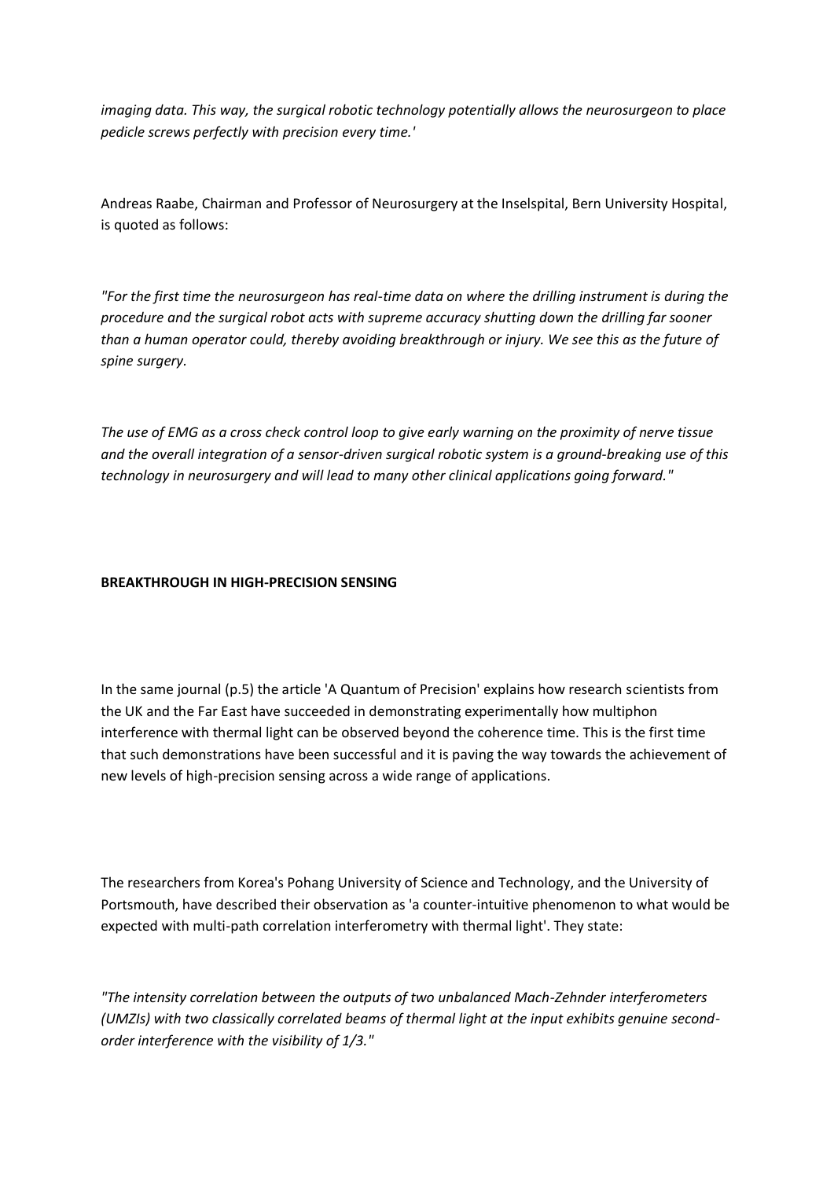*imaging data. This way, the surgical robotic technology potentially allows the neurosurgeon to place pedicle screws perfectly with precision every time.'*

Andreas Raabe, Chairman and Professor of Neurosurgery at the Inselspital, Bern University Hospital, is quoted as follows:

*"For the first time the neurosurgeon has real-time data on where the drilling instrument is during the procedure and the surgical robot acts with supreme accuracy shutting down the drilling far sooner than a human operator could, thereby avoiding breakthrough or injury. We see this as the future of spine surgery.*

*The use of EMG as a cross check control loop to give early warning on the proximity of nerve tissue and the overall integration of a sensor-driven surgical robotic system is a ground-breaking use of this technology in neurosurgery and will lead to many other clinical applications going forward."*

**BREAKTHROUGH IN HIGH-PRECISION SENSING**

In the same journal (p.5) the article 'A Quantum of Precision' explains how research scientists from the UK and the Far East have succeeded in demonstrating experimentally how multiphon interference with thermal light can be observed beyond the coherence time. This is the first time that such demonstrations have been successful and it is paving the way towards the achievement of new levels of high-precision sensing across a wide range of applications.

The researchers from Korea's Pohang University of Science and Technology, and the University of Portsmouth, have described their observation as 'a counter-intuitive phenomenon to what would be expected with multi-path correlation interferometry with thermal light'. They state:

*"The intensity correlation between the outputs of two unbalanced Mach-Zehnder interferometers (UMZIs) with two classically correlated beams of thermal light at the input exhibits genuine second-order interference with the visibility of 1/3."*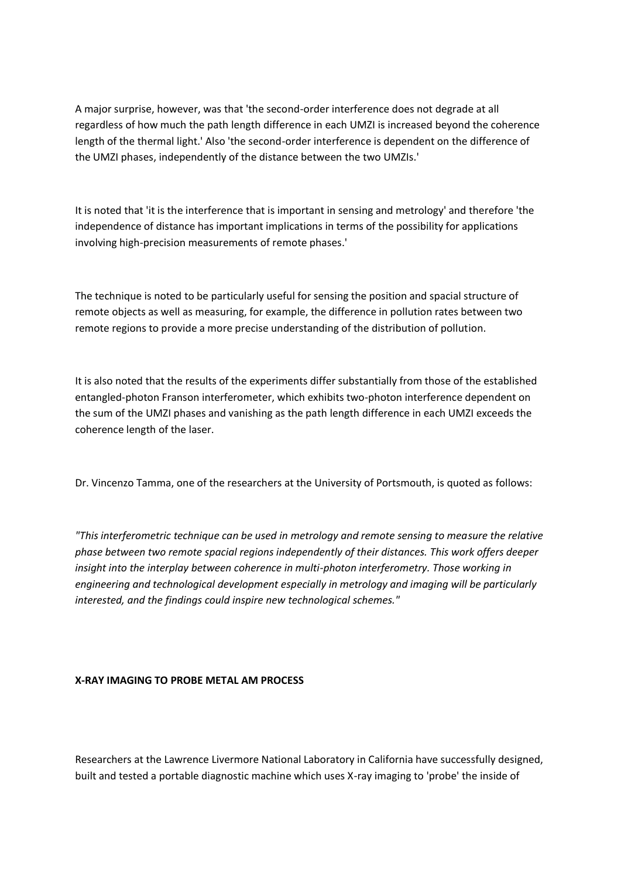A major surprise, however, was that 'the second-order interference does not degrade at all regardless of how much the path length difference in each UMZI is increased beyond the coherence length of the thermal light.' Also 'the second-order interference is dependent on the difference of the UMZI phases, independently of the distance between the two UMZIs.'

It is noted that 'it is the interference that is important in sensing and metrology' and therefore 'the independence of distance has important implications in terms of the possibility for applications involving high-precision measurements of remote phases.'

The technique is noted to be particularly useful for sensing the position and spacial structure of remote objects as well as measuring, for example, the difference in pollution rates between two remote regions to provide a more precise understanding of the distribution of pollution.

It is also noted that the results of the experiments differ substantially from those of the established entangled-photon Franson interferometer, which exhibits two-photon interference dependent on the sum of the UMZI phases and vanishing as the path length difference in each UMZI exceeds the coherence length of the laser.

Dr. Vincenzo Tamma, one of the researchers at the University of Portsmouth, is quoted as follows:

*"This interferometric technique can be used in metrology and remote sensing to measure the relative phase between two remote spacial regions independently of their distances. This work offers deeper insight into the interplay between coherence in multi-photon interferometry. Those working in engineering and technological development especially in metrology and imaging will be particularly interested, and the findings could inspire new technological schemes."*

**X-RAY IMAGING TO PROBE METAL AM PROCESS**

Researchers at the Lawrence Livermore National Laboratory in California have successfully designed, built and tested a portable diagnostic machine which uses X-ray imaging to 'probe' the inside of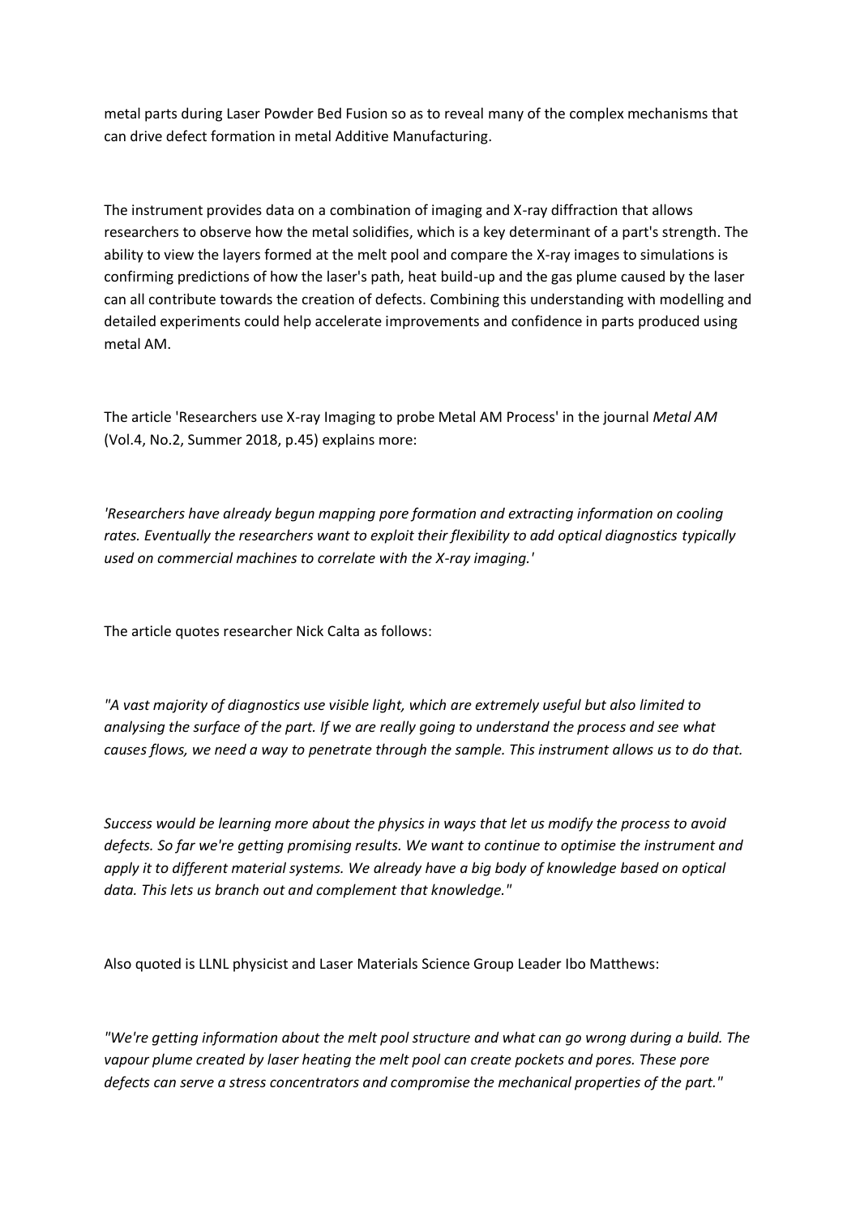metal parts during Laser Powder Bed Fusion so as to reveal many of the complex mechanisms that can drive defect formation in metal Additive Manufacturing.

The instrument provides data on a combination of imaging and X-ray diffraction that allows researchers to observe how the metal solidifies, which is a key determinant of a part's strength. The ability to view the layers formed at the melt pool and compare the X-ray images to simulations is confirming predictions of how the laser's path, heat build-up and the gas plume caused by the laser can all contribute towards the creation of defects. Combining this understanding with modelling and detailed experiments could help accelerate improvements and confidence in parts produced using metal AM.

The article 'Researchers use X-ray Imaging to probe Metal AM Process' in the journal *Metal AM* (Vol.4, No.2, Summer 2018, p.45) explains more:

*'Researchers have already begun mapping pore formation and extracting information on cooling rates. Eventually the researchers want to exploit their flexibility to add optical diagnostics typically used on commercial machines to correlate with the X-ray imaging.'*

The article quotes researcher Nick Calta as follows:

*"A vast majority of diagnostics use visible light, which are extremely useful but also limited to analysing the surface of the part. If we are really going to understand the process and see what causes flows, we need a way to penetrate through the sample. This instrument allows us to do that.*

*Success would be learning more about the physics in ways that let us modify the process to avoid defects. So far we're getting promising results. We want to continue to optimise the instrument and apply it to different material systems. We already have a big body of knowledge based on optical data. This lets us branch out and complement that knowledge."*

Also quoted is LLNL physicist and Laser Materials Science Group Leader Ibo Matthews:

*"We're getting information about the melt pool structure and what can go wrong during a build. The vapour plume created by laser heating the melt pool can create pockets and pores. These pore defects can serve a stress concentrators and compromise the mechanical properties of the part."*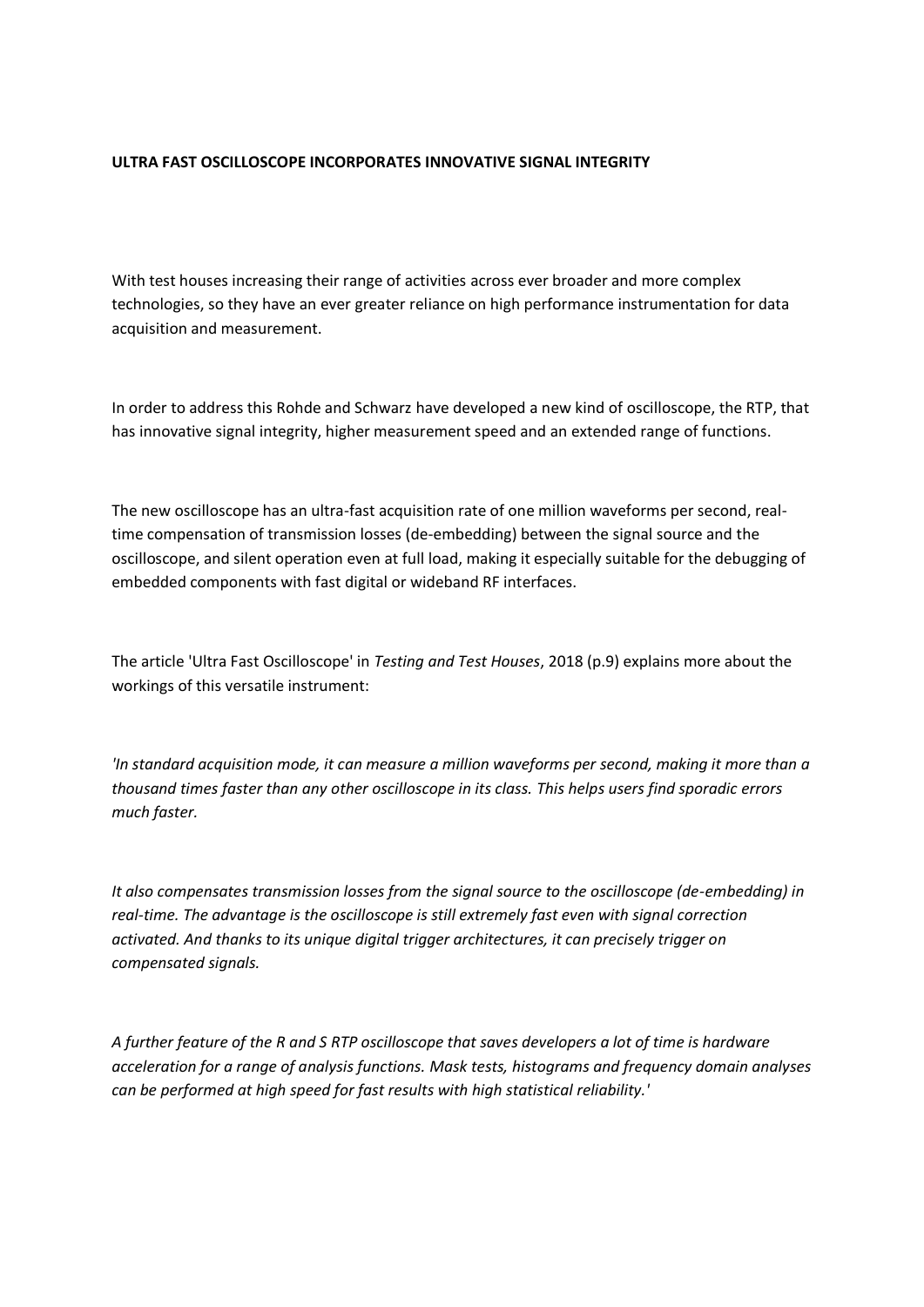**ULTRA FAST OSCILLOSCOPE INCORPORATES INNOVATIVE SIGNAL INTEGRITY**

With test houses increasing their range of activities across ever broader and more complex technologies, so they have an ever greater reliance on high performance instrumentation for data acquisition and measurement.

In order to address this Rohde and Schwarz have developed a new kind of oscilloscope, the RTP, that has innovative signal integrity, higher measurement speed and an extended range of functions.

The new oscilloscope has an ultra-fast acquisition rate of one million waveforms per second, real-time compensation of transmission losses (de-embedding) between the signal source and the oscilloscope, and silent operation even at full load, making it especially suitable for the debugging of embedded components with fast digital or wideband RF interfaces.

The article 'Ultra Fast Oscilloscope' in *Testing and Test Houses*, 2018 (p.9) explains more about the workings of this versatile instrument:

*'In standard acquisition mode, it can measure a million waveforms per second, making it more than a thousand times faster than any other oscilloscope in its class. This helps users find sporadic errors much faster.*

*It also compensates transmission losses from the signal source to the oscilloscope (de-embedding) in real-time. The advantage is the oscilloscope is still extremely fast even with signal correction activated. And thanks to its unique digital trigger architectures, it can precisely trigger on compensated signals.*

*A further feature of the R and S RTP oscilloscope that saves developers a lot of time is hardware acceleration for a range of analysis functions. Mask tests, histograms and frequency domain analyses can be performed at high speed for fast results with high statistical reliability.'*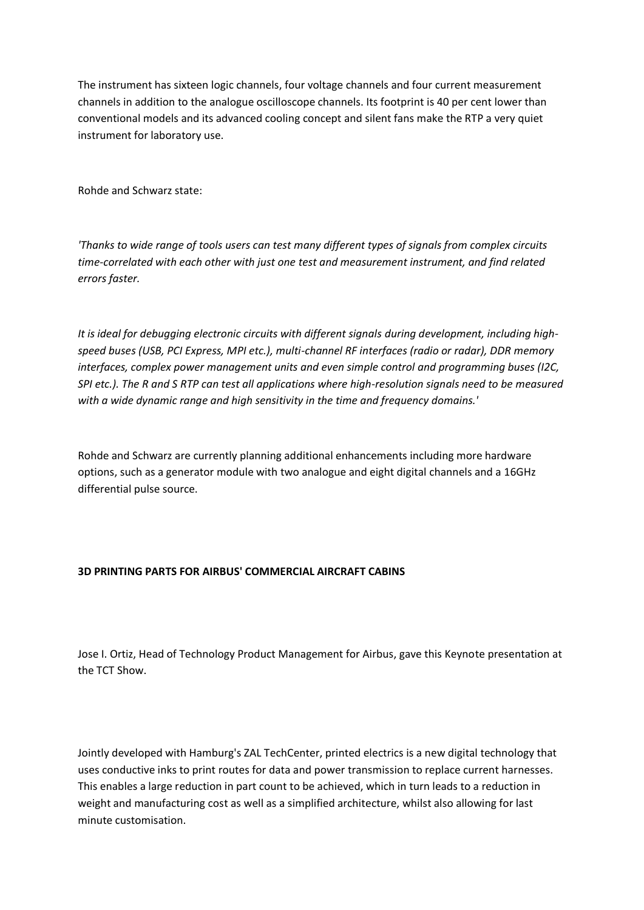The instrument has sixteen logic channels, four voltage channels and four current measurement channels in addition to the analogue oscilloscope channels. Its footprint is 40 per cent lower than conventional models and its advanced cooling concept and silent fans make the RTP a very quiet instrument for laboratory use.

Rohde and Schwarz state:

*'Thanks to wide range of tools users can test many different types of signals from complex circuits time-correlated with each other with just one test and measurement instrument, and find related errors faster.*

*It is ideal for debugging electronic circuits with different signals during development, including high-speed buses (USB, PCI Express, MPI etc.), multi-channel RF interfaces (radio or radar), DDR memory interfaces, complex power management units and even simple control and programming buses (I2C, SPI etc.). The R and S RTP can test all applications where high-resolution signals need to be measured with a wide dynamic range and high sensitivity in the time and frequency domains.'*

Rohde and Schwarz are currently planning additional enhancements including more hardware options, such as a generator module with two analogue and eight digital channels and a 16GHz differential pulse source.

**3D PRINTING PARTS FOR AIRBUS' COMMERCIAL AIRCRAFT CABINS**

Jose I. Ortiz, Head of Technology Product Management for Airbus, gave this Keynote presentation at the TCT Show.

Jointly developed with Hamburg's ZAL TechCenter, printed electrics is a new digital technology that uses conductive inks to print routes for data and power transmission to replace current harnesses. This enables a large reduction in part count to be achieved, which in turn leads to a reduction in weight and manufacturing cost as well as a simplified architecture, whilst also allowing for last minute customisation.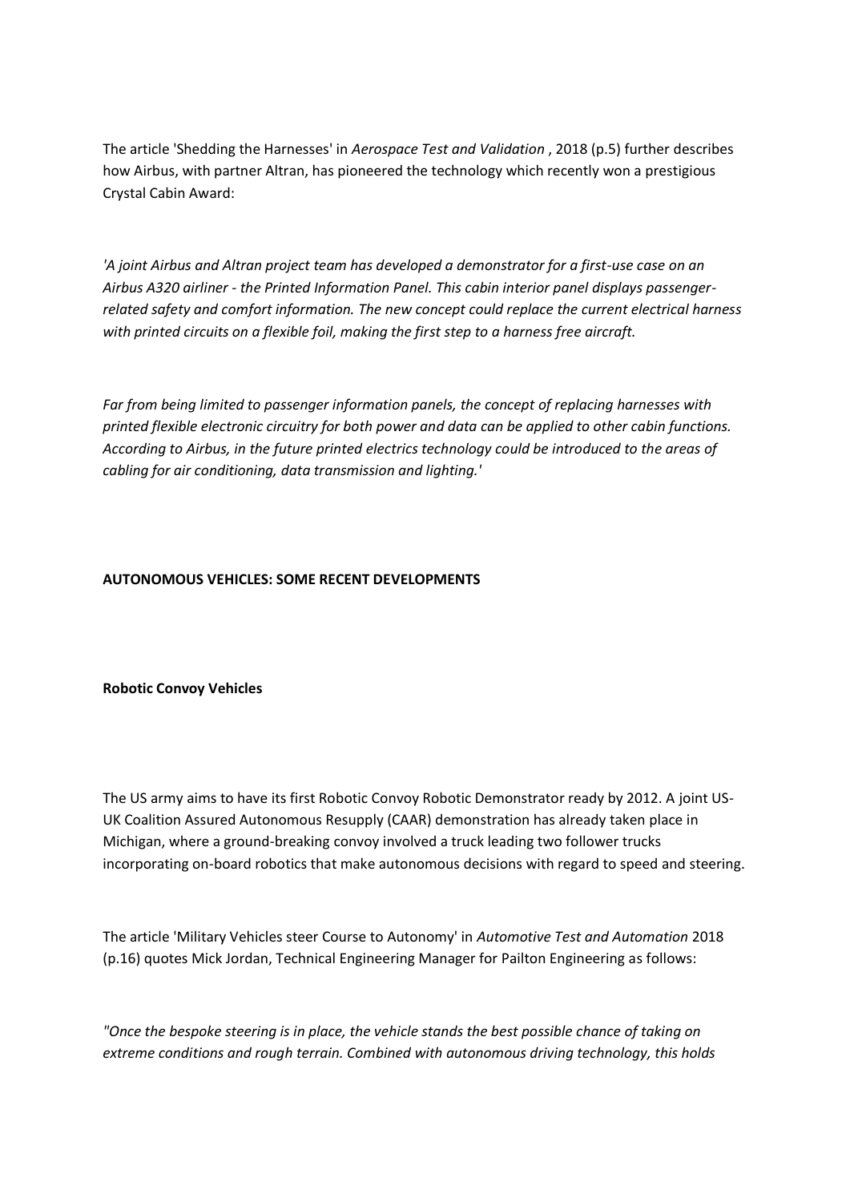The article 'Shedding the Harnesses' in *Aerospace Test and Validation* , 2018 (p.5) further describes how Airbus, with partner Altran, has pioneered the technology which recently won a prestigious Crystal Cabin Award:

*'A joint Airbus and Altran project team has developed a demonstrator for a first-use case on an Airbus A320 airliner - the Printed Information Panel. This cabin interior panel displays passenger-related safety and comfort information. The new concept could replace the current electrical harness with printed circuits on a flexible foil, making the first step to a harness free aircraft.*

*Far from being limited to passenger information panels, the concept of replacing harnesses with printed flexible electronic circuitry for both power and data can be applied to other cabin functions. According to Airbus, in the future printed electrics technology could be introduced to the areas of cabling for air conditioning, data transmission and lighting.'*

## AUTONOMOUS VEHICLES: SOME RECENT DEVELOPMENTS

### Robotic Convoy Vehicles

The US army aims to have its first Robotic Convoy Robotic Demonstrator ready by 2012. A joint US-UK Coalition Assured Autonomous Resupply (CAAR) demonstration has already taken place in Michigan, where a ground-breaking convoy involved a truck leading two follower trucks incorporating on-board robotics that make autonomous decisions with regard to speed and steering.

The article 'Military Vehicles steer Course to Autonomy' in *Automotive Test and Automation* 2018 (p.16) quotes Mick Jordan, Technical Engineering Manager for Pailton Engineering as follows:

*"Once the bespoke steering is in place, the vehicle stands the best possible chance of taking on extreme conditions and rough terrain. Combined with autonomous driving technology, this holds*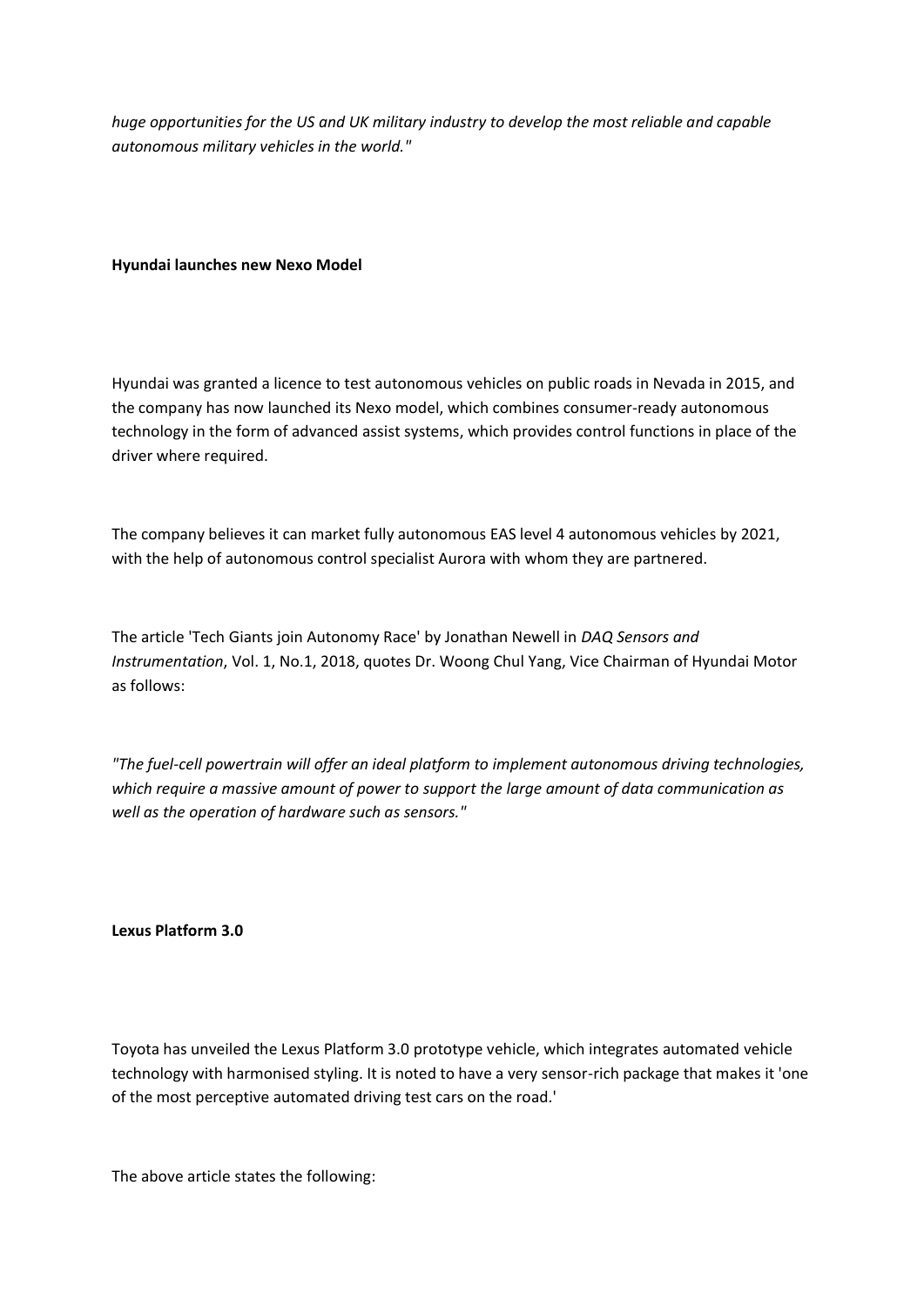*huge opportunities for the US and UK military industry to develop the most reliable and capable autonomous military vehicles in the world."*

**Hyundai launches new Nexo Model**

Hyundai was granted a licence to test autonomous vehicles on public roads in Nevada in 2015, and the company has now launched its Nexo model, which combines consumer-ready autonomous technology in the form of advanced assist systems, which provides control functions in place of the driver where required.

The company believes it can market fully autonomous EAS level 4 autonomous vehicles by 2021, with the help of autonomous control specialist Aurora with whom they are partnered.

The article 'Tech Giants join Autonomy Race' by Jonathan Newell in *DAQ Sensors and Instrumentation*, Vol. 1, No.1, 2018, quotes Dr. Woong Chul Yang, Vice Chairman of Hyundai Motor as follows:

*"The fuel-cell powertrain will offer an ideal platform to implement autonomous driving technologies, which require a massive amount of power to support the large amount of data communication as well as the operation of hardware such as sensors."*

**Lexus Platform 3.0**

Toyota has unveiled the Lexus Platform 3.0 prototype vehicle, which integrates automated vehicle technology with harmonised styling. It is noted to have a very sensor-rich package that makes it 'one of the most perceptive automated driving test cars on the road.'

The above article states the following: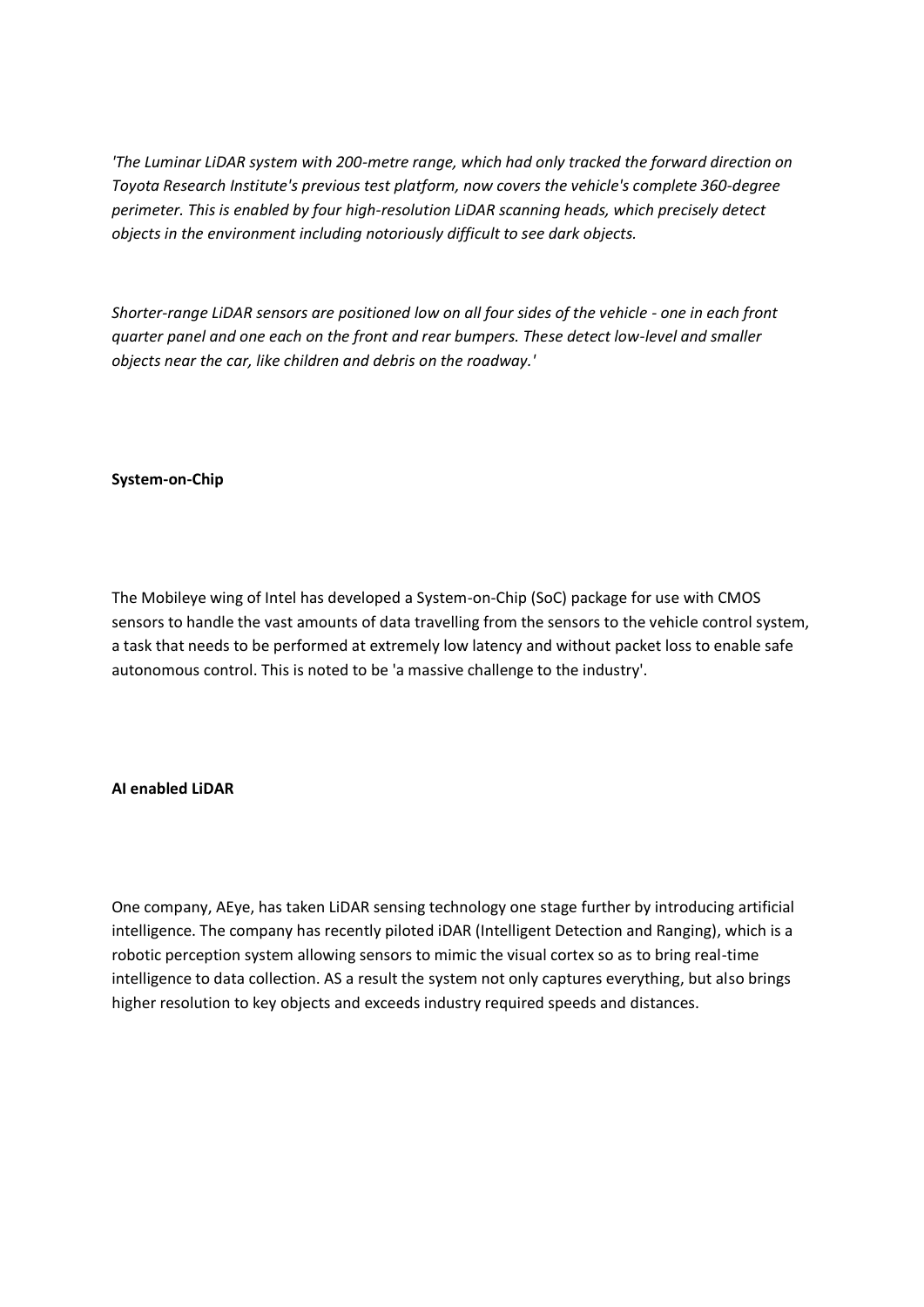*'The Luminar LiDAR system with 200-metre range, which had only tracked the forward direction on Toyota Research Institute's previous test platform, now covers the vehicle's complete 360-degree perimeter. This is enabled by four high-resolution LiDAR scanning heads, which precisely detect objects in the environment including notoriously difficult to see dark objects.*

*Shorter-range LiDAR sensors are positioned low on all four sides of the vehicle - one in each front quarter panel and one each on the front and rear bumpers. These detect low-level and smaller objects near the car, like children and debris on the roadway.'*

**System-on-Chip**

The Mobileye wing of Intel has developed a System-on-Chip (SoC) package for use with CMOS sensors to handle the vast amounts of data travelling from the sensors to the vehicle control system, a task that needs to be performed at extremely low latency and without packet loss to enable safe autonomous control. This is noted to be 'a massive challenge to the industry'.

**AI enabled LiDAR**

One company, AEye, has taken LiDAR sensing technology one stage further by introducing artificial intelligence. The company has recently piloted iDAR (Intelligent Detection and Ranging), which is a robotic perception system allowing sensors to mimic the visual cortex so as to bring real-time intelligence to data collection. AS a result the system not only captures everything, but also brings higher resolution to key objects and exceeds industry required speeds and distances.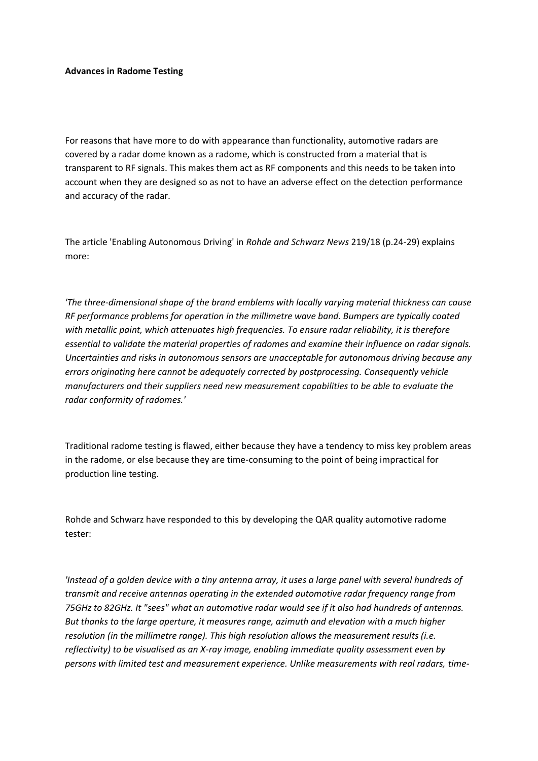**Advances in Radome Testing**

For reasons that have more to do with appearance than functionality, automotive radars are covered by a radar dome known as a radome, which is constructed from a material that is transparent to RF signals. This makes them act as RF components and this needs to be taken into account when they are designed so as not to have an adverse effect on the detection performance and accuracy of the radar.

The article 'Enabling Autonomous Driving' in *Rohde and Schwarz News* 219/18 (p.24-29) explains more:

*'The three-dimensional shape of the brand emblems with locally varying material thickness can cause RF performance problems for operation in the millimetre wave band. Bumpers are typically coated with metallic paint, which attenuates high frequencies. To ensure radar reliability, it is therefore essential to validate the material properties of radomes and examine their influence on radar signals. Uncertainties and risks in autonomous sensors are unacceptable for autonomous driving because any errors originating here cannot be adequately corrected by postprocessing. Consequently vehicle manufacturers and their suppliers need new measurement capabilities to be able to evaluate the radar conformity of radomes.'*

Traditional radome testing is flawed, either because they have a tendency to miss key problem areas in the radome, or else because they are time-consuming to the point of being impractical for production line testing.

Rohde and Schwarz have responded to this by developing the QAR quality automotive radome tester:

*'Instead of a golden device with a tiny antenna array, it uses a large panel with several hundreds of transmit and receive antennas operating in the extended automotive radar frequency range from 75GHz to 82GHz. It "sees" what an automotive radar would see if it also had hundreds of antennas. But thanks to the large aperture, it measures range, azimuth and elevation with a much higher resolution (in the millimetre range). This high resolution allows the measurement results (i.e. reflectivity) to be visualised as an X-ray image, enabling immediate quality assessment even by persons with limited test and measurement experience. Unlike measurements with real radars, time-*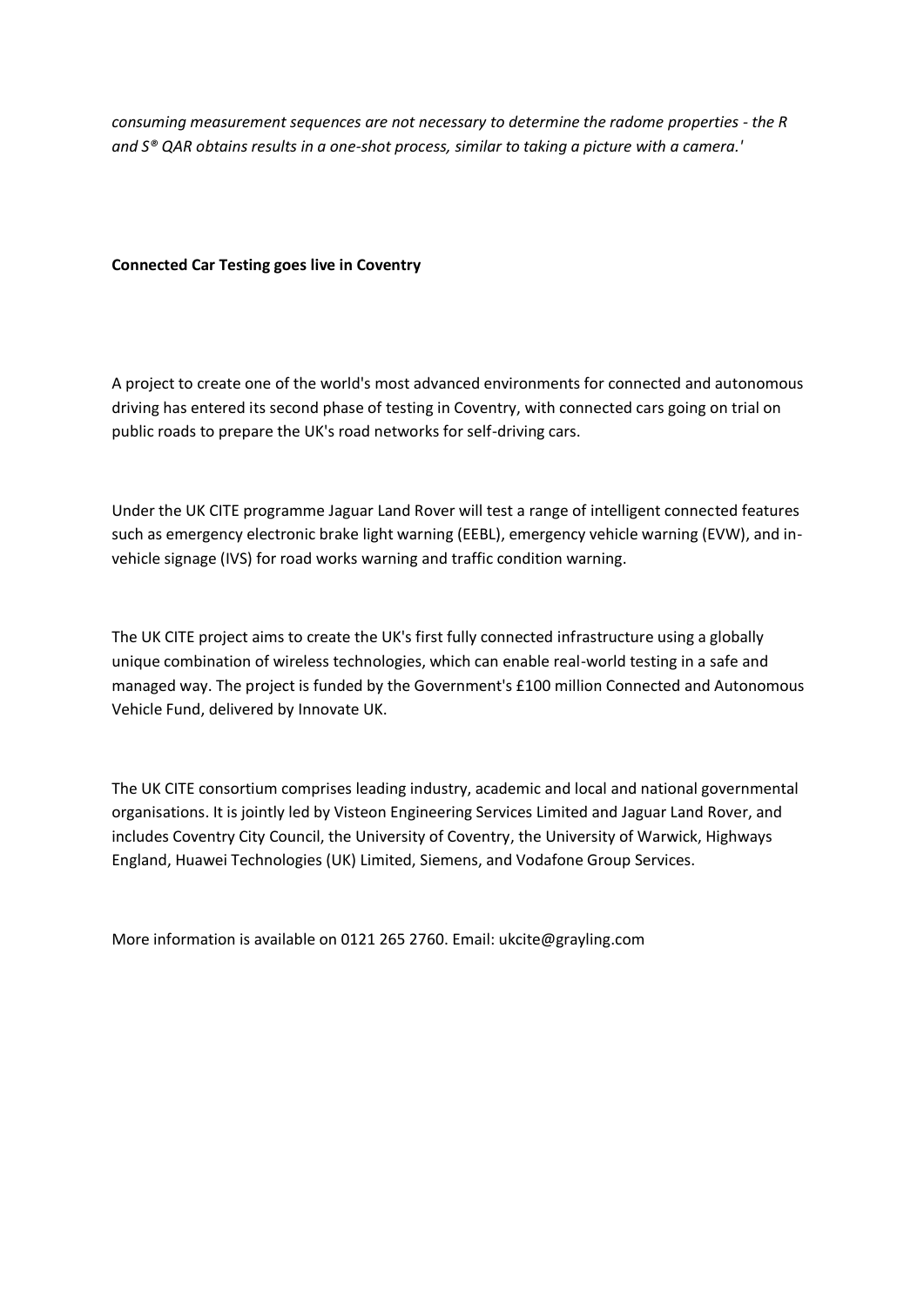*consuming measurement sequences are not necessary to determine the radome properties - the R and S® QAR obtains results in a one-shot process, similar to taking a picture with a camera.'*

**Connected Car Testing goes live in Coventry**

A project to create one of the world's most advanced environments for connected and autonomous driving has entered its second phase of testing in Coventry, with connected cars going on trial on public roads to prepare the UK's road networks for self-driving cars.

Under the UK CITE programme Jaguar Land Rover will test a range of intelligent connected features such as emergency electronic brake light warning (EEBL), emergency vehicle warning (EVW), and in-vehicle signage (IVS) for road works warning and traffic condition warning.

The UK CITE project aims to create the UK's first fully connected infrastructure using a globally unique combination of wireless technologies, which can enable real-world testing in a safe and managed way. The project is funded by the Government's £100 million Connected and Autonomous Vehicle Fund, delivered by Innovate UK.

The UK CITE consortium comprises leading industry, academic and local and national governmental organisations. It is jointly led by Visteon Engineering Services Limited and Jaguar Land Rover, and includes Coventry City Council, the University of Coventry, the University of Warwick, Highways England, Huawei Technologies (UK) Limited, Siemens, and Vodafone Group Services.

More information is available on 0121 265 2760. Email: ukcite@grayling.com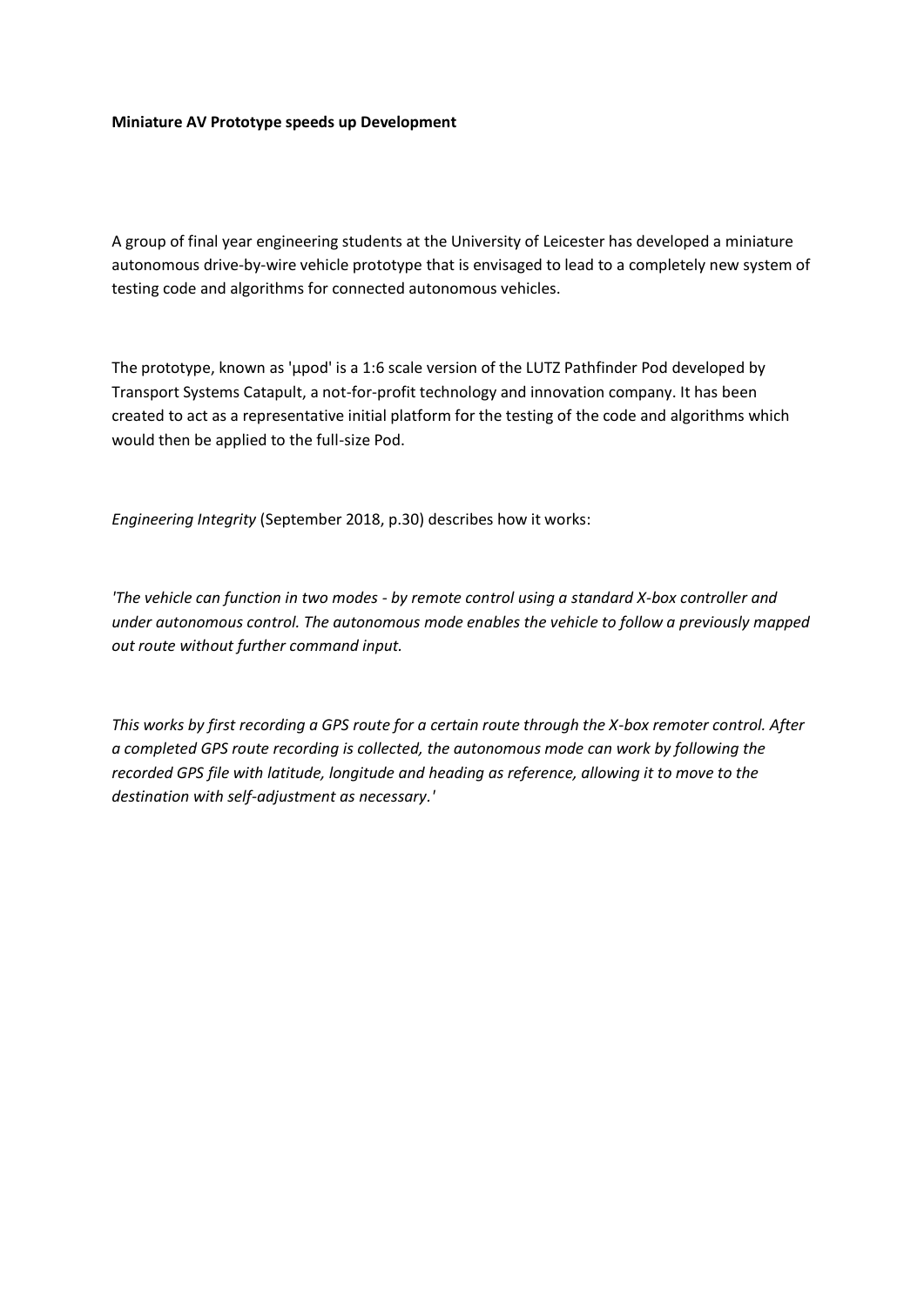**Miniature AV Prototype speeds up Development**

A group of final year engineering students at the University of Leicester has developed a miniature autonomous drive-by-wire vehicle prototype that is envisaged to lead to a completely new system of testing code and algorithms for connected autonomous vehicles.

The prototype, known as 'µpod' is a 1:6 scale version of the LUTZ Pathfinder Pod developed by Transport Systems Catapult, a not-for-profit technology and innovation company. It has been created to act as a representative initial platform for the testing of the code and algorithms which would then be applied to the full-size Pod.

*Engineering Integrity* (September 2018, p.30) describes how it works:

*'The vehicle can function in two modes - by remote control using a standard X-box controller and under autonomous control. The autonomous mode enables the vehicle to follow a previously mapped out route without further command input.*

*This works by first recording a GPS route for a certain route through the X-box remoter control. After a completed GPS route recording is collected, the autonomous mode can work by following the recorded GPS file with latitude, longitude and heading as reference, allowing it to move to the destination with self-adjustment as necessary.'*